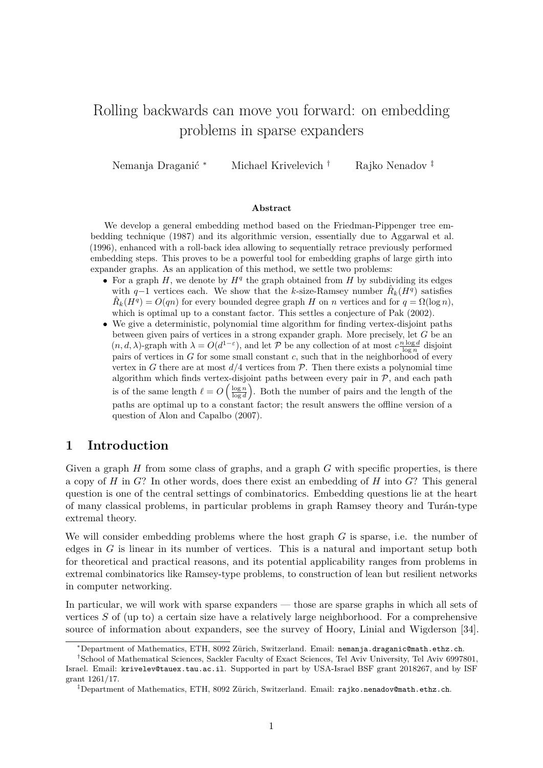# Rolling backwards can move you forward: on embedding problems in sparse expanders

Nemanja Draganić [*] Michael Krivelevich [†] Rajko Nenadov [‡]

### Abstract

We develop a general embedding method based on the Friedman-Pippenger tree embedding technique (1987) and its algorithmic version, essentially due to Aggarwal et al. (1996), enhanced with a roll-back idea allowing to sequentially retrace previously performed embedding steps. This proves to be a powerful tool for embedding graphs of large girth into expander graphs. As an application of this method, we settle two problems:

- For a graph $H$, we denote by $H^q$ the graph obtained from $H$ by subdividing its edges with $q-1$ vertices each. We show that the $k$-size-Ramsey number $\hat{R}_k(H^q)$ satisfies $\hat{R}_k(H^q) = O(qn)$ for every bounded degree graph $H$ on $n$ vertices and for $q = \Omega(\log n)$, which is optimal up to a constant factor. This settles a conjecture of Pak (2002).
- We give a deterministic, polynomial time algorithm for finding vertex-disjoint paths between given pairs of vertices in a strong expander graph. More precisely, let $G$ be an $(n, d, \lambda)$-graph with $\lambda = O(d^{1-\varepsilon})$, and let $\mathcal{P}$ be any collection of at most $c\frac{n \log d}{\log n}$ disjoint pairs of vertices in $G$ for some small constant $c$, such that in the neighborhood of every vertex in $G$ there are at most $d/4$ vertices from $\mathcal{P}$. Then there exists a polynomial time algorithm which finds vertex-disjoint paths between every pair in $\mathcal{P}$, and each path is of the same length $\ell = O\left(\frac{\log n}{\log d}\right)$. Both the number of pairs and the length of the paths are optimal up to a constant factor; the result answers the offline version of a question of Alon and Capalbo (2007).

## 1 Introduction

Given a graph $H$ from some class of graphs, and a graph $G$ with specific properties, is there a copy of $H$ in $G$? In other words, does there exist an embedding of $H$ into $G$? This general question is one of the central settings of combinatorics. Embedding questions lie at the heart of many classical problems, in particular problems in graph Ramsey theory and Turán-type extremal theory.

We will consider embedding problems where the host graph $G$ is sparse, i.e. the number of edges in $G$ is linear in its number of vertices. This is a natural and important setup both for theoretical and practical reasons, and its potential applicability ranges from problems in extremal combinatorics like Ramsey-type problems, to construction of lean but resilient networks in computer networking.

In particular, we will work with sparse expanders — those are sparse graphs in which all sets of vertices $S$ of (up to) a certain size have a relatively large neighborhood. For a comprehensive source of information about expanders, see the survey of Hoory, Linial and Wigderson [34].

[*] Department of Mathematics, ETH, 8092 Zürich, Switzerland. Email: nemanja.draganic@math.ethz.ch.

[†] School of Mathematical Sciences, Sackler Faculty of Exact Sciences, Tel Aviv University, Tel Aviv 6997801, Israel. Email: krivelev@tauex.tau.ac.il. Supported in part by USA-Israel BSF grant 2018267, and by ISF grant 1261/17.

[‡] Department of Mathematics, ETH, 8092 Zürich, Switzerland. Email: rajko.nenadov@math.ethz.ch.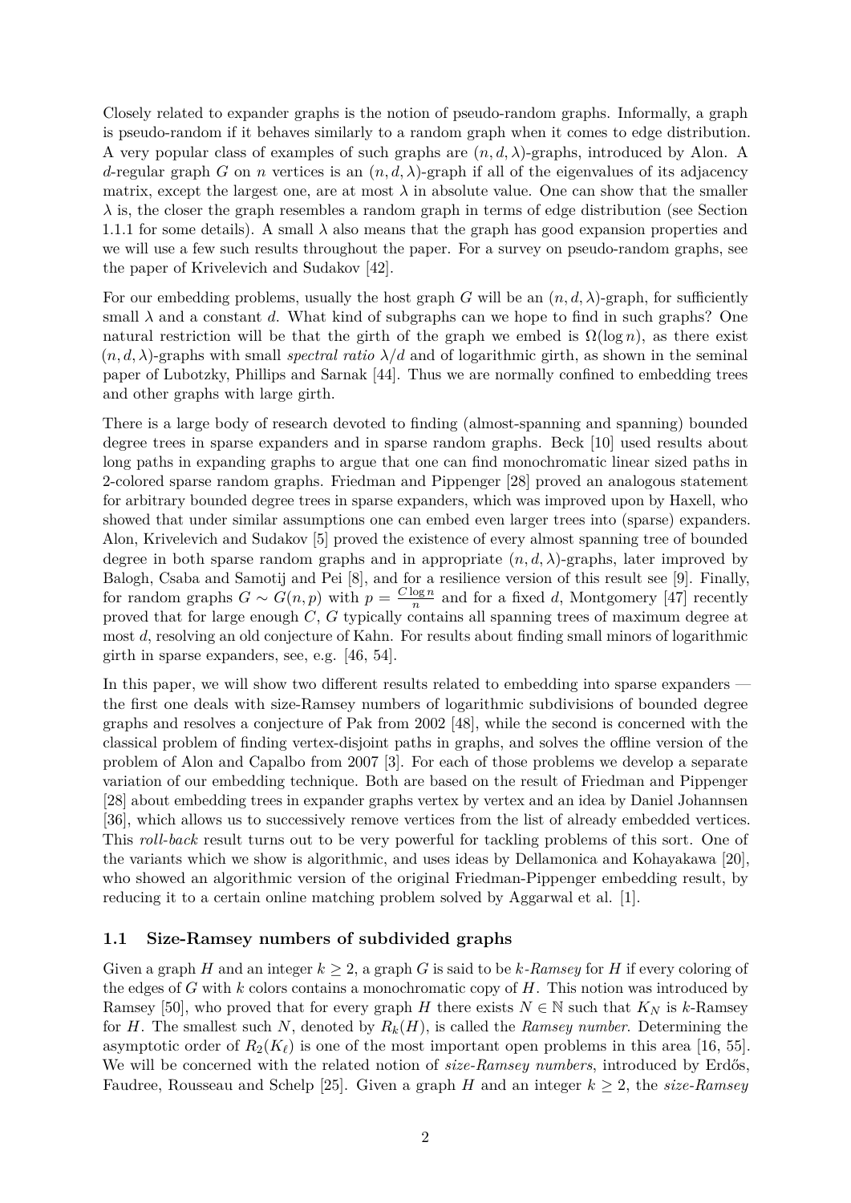Closely related to expander graphs is the notion of pseudo-random graphs. Informally, a graph is pseudo-random if it behaves similarly to a random graph when it comes to edge distribution. A very popular class of examples of such graphs are $(n, d, \lambda)$-graphs, introduced by Alon. A $d$-regular graph $G$ on $n$ vertices is an $(n, d, \lambda)$-graph if all of the eigenvalues of its adjacency matrix, except the largest one, are at most $\lambda$ in absolute value. One can show that the smaller $\lambda$ is, the closer the graph resembles a random graph in terms of edge distribution (see Section 1.1.1 for some details). A small $\lambda$ also means that the graph has good expansion properties and we will use a few such results throughout the paper. For a survey on pseudo-random graphs, see the paper of Krivelevich and Sudakov [42].

For our embedding problems, usually the host graph $G$ will be an $(n, d, \lambda)$-graph, for sufficiently small $\lambda$ and a constant $d$. What kind of subgraphs can we hope to find in such graphs? One natural restriction will be that the girth of the graph we embed is $\Omega(\log n)$, as there exist $(n, d, \lambda)$-graphs with small *spectral ratio* $\lambda/d$ and of logarithmic girth, as shown in the seminal paper of Lubotzky, Phillips and Sarnak [44]. Thus we are normally confined to embedding trees and other graphs with large girth.

There is a large body of research devoted to finding (almost-spanning and spanning) bounded degree trees in sparse expanders and in sparse random graphs. Beck [10] used results about long paths in expanding graphs to argue that one can find monochromatic linear sized paths in 2-colored sparse random graphs. Friedman and Pippenger [28] proved an analogous statement for arbitrary bounded degree trees in sparse expanders, which was improved upon by Haxell, who showed that under similar assumptions one can embed even larger trees into (sparse) expanders. Alon, Krivelevich and Sudakov [5] proved the existence of every almost spanning tree of bounded degree in both sparse random graphs and in appropriate $(n, d, \lambda)$-graphs, later improved by Balogh, Csaba and Samotij and Pei [8], and for a resilience version of this result see [9]. Finally, for random graphs $G \sim G(n, p)$ with $p = \frac{C \log n}{n}$ and for a fixed $d$, Montgomery [47] recently proved that for large enough $C$, $G$ typically contains all spanning trees of maximum degree at most $d$, resolving an old conjecture of Kahn. For results about finding small minors of logarithmic girth in sparse expanders, see, e.g. [46, 54].

In this paper, we will show two different results related to embedding into sparse expanders — the first one deals with size-Ramsey numbers of logarithmic subdivisions of bounded degree graphs and resolves a conjecture of Pak from 2002 [48], while the second is concerned with the classical problem of finding vertex-disjoint paths in graphs, and solves the offline version of the problem of Alon and Capalbo from 2007 [3]. For each of those problems we develop a separate variation of our embedding technique. Both are based on the result of Friedman and Pippenger [28] about embedding trees in expander graphs vertex by vertex and an idea by Daniel Johannsen [36], which allows us to successively remove vertices from the list of already embedded vertices. This *roll-back* result turns out to be very powerful for tackling problems of this sort. One of the variants which we show is algorithmic, and uses ideas by Dellamonica and Kohayakawa [20], who showed an algorithmic version of the original Friedman-Pippenger embedding result, by reducing it to a certain online matching problem solved by Aggarwal et al. [1].

### 1.1 Size-Ramsey numbers of subdivided graphs

Given a graph $H$ and an integer $k \geq 2$, a graph $G$ is said to be *$k$-Ramsey* for $H$ if every coloring of the edges of $G$ with $k$ colors contains a monochromatic copy of $H$. This notion was introduced by Ramsey [50], who proved that for every graph $H$ there exists $N \in \mathbb{N}$ such that $K_N$ is $k$-Ramsey for $H$. The smallest such $N$, denoted by $R_k(H)$, is called the *Ramsey number*. Determining the asymptotic order of $R_2(K_\ell)$ is one of the most important open problems in this area [16, 55]. We will be concerned with the related notion of *size-Ramsey numbers*, introduced by Erdős, Faudree, Rousseau and Schelp [25]. Given a graph $H$ and an integer $k \geq 2$, the *size-Ramsey*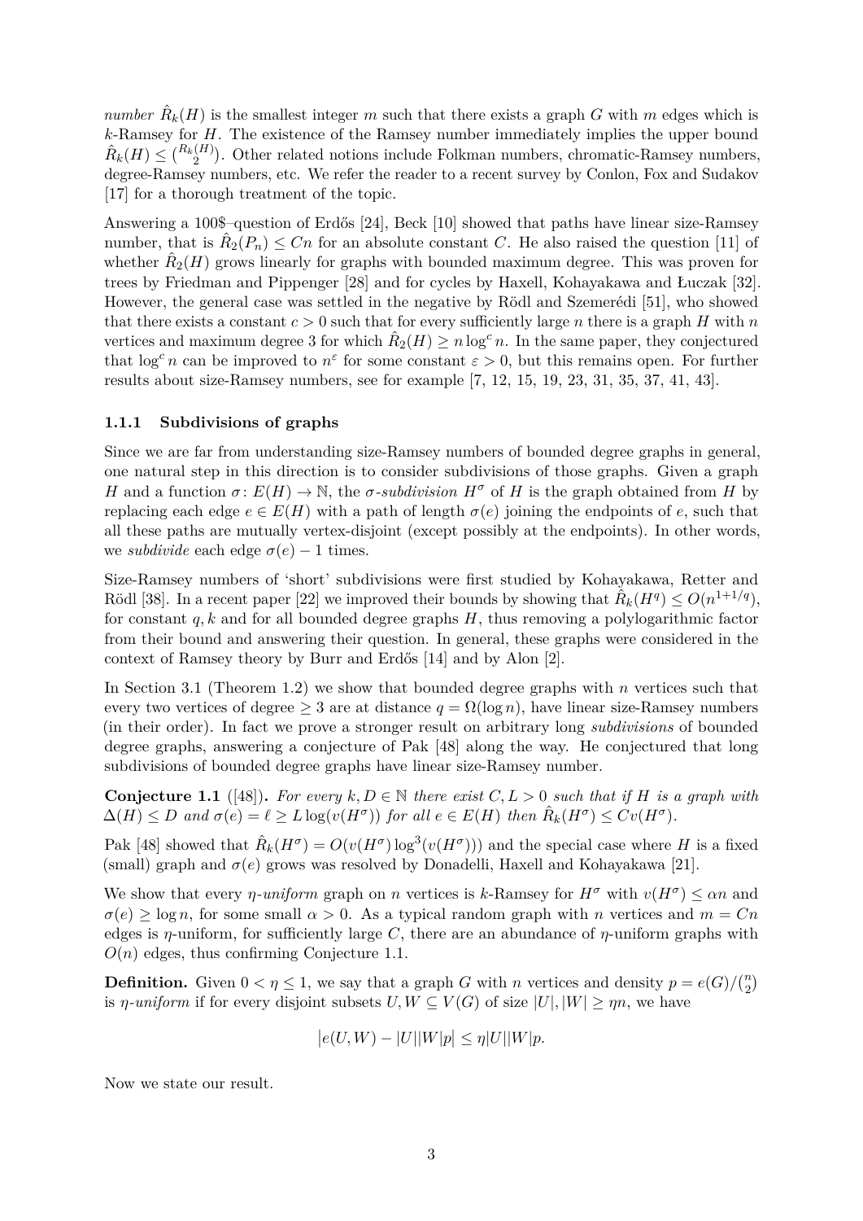*number* $\hat{R}_k(H)$ is the smallest integer $m$ such that there exists a graph $G$ with $m$ edges which is $k$-Ramsey for $H$. The existence of the Ramsey number immediately implies the upper bound $\hat{R}_k(H) \le \binom{R_k(H)}{2}$. Other related notions include Folkman numbers, chromatic-Ramsey numbers, degree-Ramsey numbers, etc. We refer the reader to a recent survey by Conlon, Fox and Sudakov [17] for a thorough treatment of the topic.

Answering a 100\$–question of Erdős [24], Beck [10] showed that paths have linear size-Ramsey number, that is $\hat{R}_2(P_n) \le Cn$ for an absolute constant $C$. He also raised the question [11] of whether $\hat{R}_2(H)$ grows linearly for graphs with bounded maximum degree. This was proven for trees by Friedman and Pippenger [28] and for cycles by Haxell, Kohayakawa and Łuczak [32]. However, the general case was settled in the negative by Rödl and Szemerédi [51], who showed that there exists a constant $c > 0$ such that for every sufficiently large $n$ there is a graph $H$ with $n$ vertices and maximum degree 3 for which $\hat{R}_2(H) \ge n \log^c n$. In the same paper, they conjectured that $\log^c n$ can be improved to $n^\varepsilon$ for some constant $\varepsilon > 0$, but this remains open. For further results about size-Ramsey numbers, see for example [7, 12, 15, 19, 23, 31, 35, 37, 41, 43].

### 1.1.1 Subdivisions of graphs

Since we are far from understanding size-Ramsey numbers of bounded degree graphs in general, one natural step in this direction is to consider subdivisions of those graphs. Given a graph $H$ and a function $\sigma\colon E(H) \to \mathbb{N}$, the *$\sigma$-subdivision* $H^\sigma$ of $H$ is the graph obtained from $H$ by replacing each edge $e \in E(H)$ with a path of length $\sigma(e)$ joining the endpoints of $e$, such that all these paths are mutually vertex-disjoint (except possibly at the endpoints). In other words, we *subdivide* each edge $\sigma(e) - 1$ times.

Size-Ramsey numbers of 'short' subdivisions were first studied by Kohayakawa, Retter and Rödl [38]. In a recent paper [22] we improved their bounds by showing that $\hat{R}_k(H^q) \le O(n^{1+1/q})$, for constant $q, k$ and for all bounded degree graphs $H$, thus removing a polylogarithmic factor from their bound and answering their question. In general, these graphs were considered in the context of Ramsey theory by Burr and Erdős [14] and by Alon [2].

In Section 3.1 (Theorem 1.2) we show that bounded degree graphs with $n$ vertices such that every two vertices of degree $\ge 3$ are at distance $q = \Omega(\log n)$, have linear size-Ramsey numbers (in their order). In fact we prove a stronger result on arbitrary long *subdivisions* of bounded degree graphs, answering a conjecture of Pak [48] along the way. He conjectured that long subdivisions of bounded degree graphs have linear size-Ramsey number.

**Conjecture 1.1** ([48])**.** *For every $k, D \in \mathbb{N}$ there exist $C, L > 0$ such that if $H$ is a graph with $\Delta(H) \le D$ and $\sigma(e) = \ell \ge L \log(v(H^\sigma))$ for all $e \in E(H)$ then $\hat{R}_k(H^\sigma) \le Cv(H^\sigma)$.*

Pak [48] showed that $\hat{R}_k(H^\sigma) = O(v(H^\sigma) \log^3(v(H^\sigma)))$ and the special case where $H$ is a fixed (small) graph and $\sigma(e)$ grows was resolved by Donadelli, Haxell and Kohayakawa [21].

We show that every *$\eta$-uniform* graph on $n$ vertices is $k$-Ramsey for $H^\sigma$ with $v(H^\sigma) \le \alpha n$ and $\sigma(e) \ge \log n$, for some small $\alpha > 0$. As a typical random graph with $n$ vertices and $m = Cn$ edges is $\eta$-uniform, for sufficiently large $C$, there are an abundance of $\eta$-uniform graphs with $O(n)$ edges, thus confirming Conjecture 1.1.

**Definition.** Given $0 < \eta \le 1$, we say that a graph $G$ with $n$ vertices and density $p = e(G)/\binom{n}{2}$ is *$\eta$-uniform* if for every disjoint subsets $U, W \subseteq V(G)$ of size $|U|, |W| \ge \eta n$, we have

$$\big|e(U, W) - |U||W|p\big| \le \eta |U||W|p.$$

Now we state our result.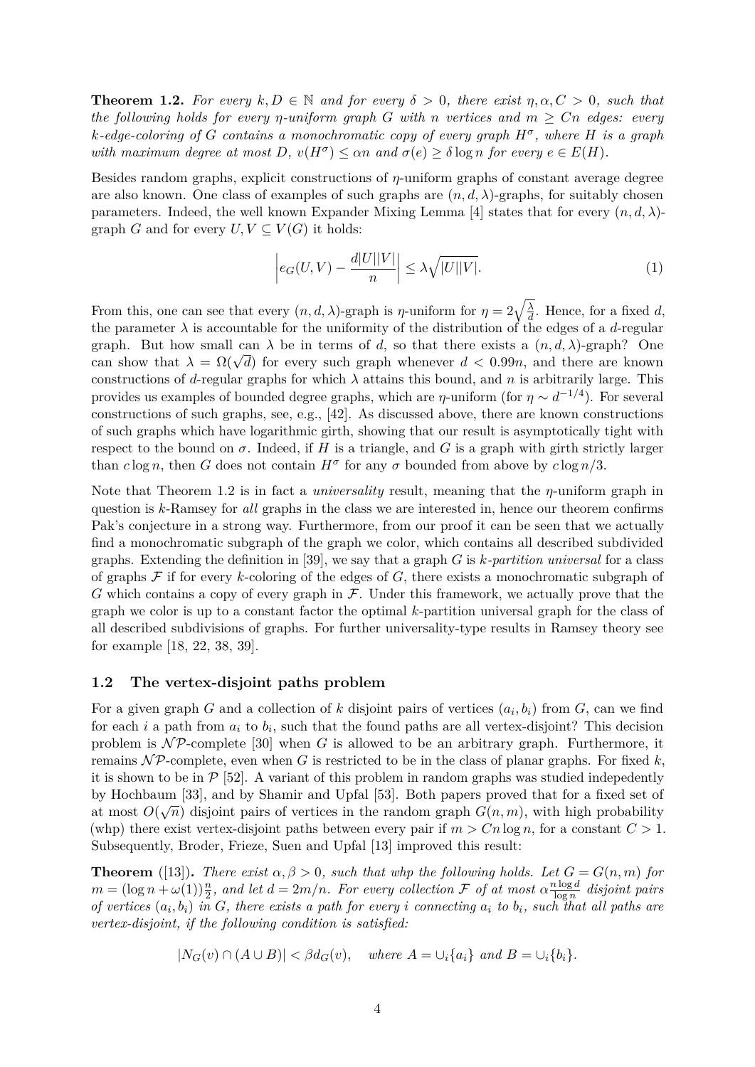**Theorem 1.2.** *For every $k, D \in \mathbb{N}$ and for every $\delta > 0$, there exist $\eta, \alpha, C > 0$, such that the following holds for every $\eta$-uniform graph $G$ with $n$ vertices and $m \geq Cn$ edges: every $k$-edge-coloring of $G$ contains a monochromatic copy of every graph $H^\sigma$, where $H$ is a graph with maximum degree at most $D$, $v(H^\sigma) \leq \alpha n$ and $\sigma(e) \geq \delta \log n$ for every $e \in E(H)$.*

Besides random graphs, explicit constructions of $\eta$-uniform graphs of constant average degree are also known. One class of examples of such graphs are $(n, d, \lambda)$-graphs, for suitably chosen parameters. Indeed, the well known Expander Mixing Lemma [4] states that for every $(n, d, \lambda)$-graph $G$ and for every $U, V \subseteq V(G)$ it holds:

$$\left| e_G(U, V) - \frac{d|U||V|}{n} \right| \leq \lambda \sqrt{|U||V|}. \tag{1}$$

From this, one can see that every $(n, d, \lambda)$-graph is $\eta$-uniform for $\eta = 2\sqrt{\frac{\lambda}{d}}$. Hence, for a fixed $d$, the parameter $\lambda$ is accountable for the uniformity of the distribution of the edges of a $d$-regular graph. But how small can $\lambda$ be in terms of $d$, so that there exists a $(n, d, \lambda)$-graph? One can show that $\lambda = \Omega(\sqrt{d})$ for every such graph whenever $d < 0.99n$, and there are known constructions of $d$-regular graphs for which $\lambda$ attains this bound, and $n$ is arbitrarily large. This provides us examples of bounded degree graphs, which are $\eta$-uniform (for $\eta \sim d^{-1/4}$). For several constructions of such graphs, see, e.g., [42]. As discussed above, there are known constructions of such graphs which have logarithmic girth, showing that our result is asymptotically tight with respect to the bound on $\sigma$. Indeed, if $H$ is a triangle, and $G$ is a graph with girth strictly larger than $c \log n$, then $G$ does not contain $H^\sigma$ for any $\sigma$ bounded from above by $c \log n/3$.

Note that Theorem 1.2 is in fact a *universality* result, meaning that the $\eta$-uniform graph in question is $k$-Ramsey for *all* graphs in the class we are interested in, hence our theorem confirms Pak's conjecture in a strong way. Furthermore, from our proof it can be seen that we actually find a monochromatic subgraph of the graph we color, which contains all described subdivided graphs. Extending the definition in [39], we say that a graph $G$ is *$k$-partition universal* for a class of graphs $\mathcal{F}$ if for every $k$-coloring of the edges of $G$, there exists a monochromatic subgraph of $G$ which contains a copy of every graph in $\mathcal{F}$. Under this framework, we actually prove that the graph we color is up to a constant factor the optimal $k$-partition universal graph for the class of all described subdivisions of graphs. For further universality-type results in Ramsey theory see for example [18, 22, 38, 39].

## 1.2 The vertex-disjoint paths problem

For a given graph $G$ and a collection of $k$ disjoint pairs of vertices $(a_i, b_i)$ from $G$, can we find for each $i$ a path from $a_i$ to $b_i$, such that the found paths are all vertex-disjoint? This decision problem is $\mathcal{NP}$-complete [30] when $G$ is allowed to be an arbitrary graph. Furthermore, it remains $\mathcal{NP}$-complete, even when $G$ is restricted to be in the class of planar graphs. For fixed $k$, it is shown to be in $\mathcal{P}$ [52]. A variant of this problem in random graphs was studied indepedently by Hochbaum [33], and by Shamir and Upfal [53]. Both papers proved that for a fixed set of at most $O(\sqrt{n})$ disjoint pairs of vertices in the random graph $G(n, m)$, with high probability (whp) there exist vertex-disjoint paths between every pair if $m > Cn \log n$, for a constant $C > 1$. Subsequently, Broder, Frieze, Suen and Upfal [13] improved this result:

**Theorem** ([13])**.** *There exist $\alpha, \beta > 0$, such that whp the following holds. Let $G = G(n, m)$ for $m = (\log n + \omega(1))\frac{n}{2}$, and let $d = 2m/n$. For every collection $\mathcal{F}$ of at most $\alpha \frac{n \log d}{\log n}$ disjoint pairs of vertices $(a_i, b_i)$ in $G$, there exists a path for every $i$ connecting $a_i$ to $b_i$, such that all paths are vertex-disjoint, if the following condition is satisfied:*

$$|N_G(v) \cap (A \cup B)| < \beta d_G(v), \quad \text{where } A = \cup_i \{a_i\} \text{ and } B = \cup_i \{b_i\}.$$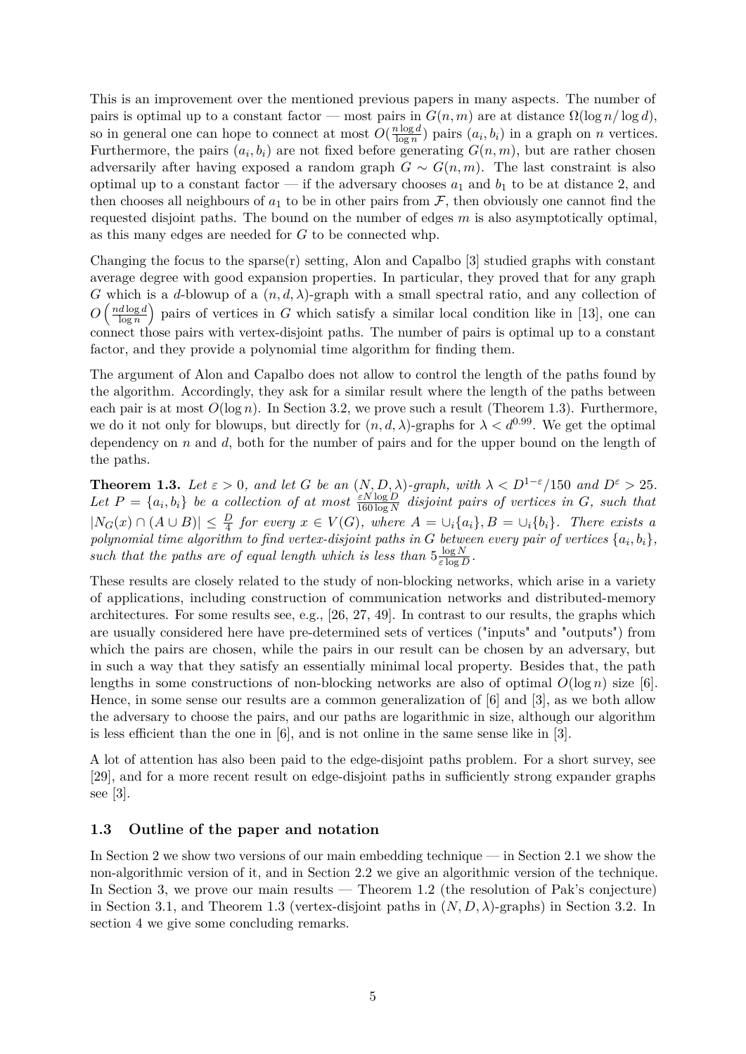This is an improvement over the mentioned previous papers in many aspects. The number of pairs is optimal up to a constant factor — most pairs in $G(n, m)$ are at distance $\Omega(\log n / \log d)$, so in general one can hope to connect at most $O(\frac{n \log d}{\log n})$ pairs $(a_i, b_i)$ in a graph on $n$ vertices. Furthermore, the pairs $(a_i, b_i)$ are not fixed before generating $G(n, m)$, but are rather chosen adversarily after having exposed a random graph $G \sim G(n, m)$. The last constraint is also optimal up to a constant factor — if the adversary chooses $a_1$ and $b_1$ to be at distance 2, and then chooses all neighbours of $a_1$ to be in other pairs from $\mathcal{F}$, then obviously one cannot find the requested disjoint paths. The bound on the number of edges $m$ is also asymptotically optimal, as this many edges are needed for $G$ to be connected whp.

Changing the focus to the sparse(r) setting, Alon and Capalbo [3] studied graphs with constant average degree with good expansion properties. In particular, they proved that for any graph $G$ which is a $d$-blowup of a $(n, d, \lambda)$-graph with a small spectral ratio, and any collection of $O\left(\frac{nd \log d}{\log n}\right)$ pairs of vertices in $G$ which satisfy a similar local condition like in [13], one can connect those pairs with vertex-disjoint paths. The number of pairs is optimal up to a constant factor, and they provide a polynomial time algorithm for finding them.

The argument of Alon and Capalbo does not allow to control the length of the paths found by the algorithm. Accordingly, they ask for a similar result where the length of the paths between each pair is at most $O(\log n)$. In Section 3.2, we prove such a result (Theorem 1.3). Furthermore, we do it not only for blowups, but directly for $(n, d, \lambda)$-graphs for $\lambda < d^{0.99}$. We get the optimal dependency on $n$ and $d$, both for the number of pairs and for the upper bound on the length of the paths.

**Theorem 1.3.** *Let $\varepsilon > 0$, and let $G$ be an $(N, D, \lambda)$-graph, with $\lambda < D^{1-\varepsilon}/150$ and $D^\varepsilon > 25$. Let $P = \{a_i, b_i\}$ be a collection of at most $\frac{\varepsilon N \log D}{160 \log N}$ disjoint pairs of vertices in $G$, such that $|N_G(x) \cap (A \cup B)| \leq \frac{D}{4}$ for every $x \in V(G)$, where $A = \cup_i \{a_i\}, B = \cup_i \{b_i\}$. There exists a polynomial time algorithm to find vertex-disjoint paths in $G$ between every pair of vertices $\{a_i, b_i\}$, such that the paths are of equal length which is less than $5 \frac{\log N}{\varepsilon \log D}$.*

These results are closely related to the study of non-blocking networks, which arise in a variety of applications, including construction of communication networks and distributed-memory architectures. For some results see, e.g., [26, 27, 49]. In contrast to our results, the graphs which are usually considered here have pre-determined sets of vertices ("inputs" and "outputs") from which the pairs are chosen, while the pairs in our result can be chosen by an adversary, but in such a way that they satisfy an essentially minimal local property. Besides that, the path lengths in some constructions of non-blocking networks are also of optimal $O(\log n)$ size [6]. Hence, in some sense our results are a common generalization of [6] and [3], as we both allow the adversary to choose the pairs, and our paths are logarithmic in size, although our algorithm is less efficient than the one in [6], and is not online in the same sense like in [3].

A lot of attention has also been paid to the edge-disjoint paths problem. For a short survey, see [29], and for a more recent result on edge-disjoint paths in sufficiently strong expander graphs see [3].

### 1.3 Outline of the paper and notation

In Section 2 we show two versions of our main embedding technique — in Section 2.1 we show the non-algorithmic version of it, and in Section 2.2 we give an algorithmic version of the technique. In Section 3, we prove our main results — Theorem 1.2 (the resolution of Pak's conjecture) in Section 3.1, and Theorem 1.3 (vertex-disjoint paths in $(N, D, \lambda)$-graphs) in Section 3.2. In section 4 we give some concluding remarks.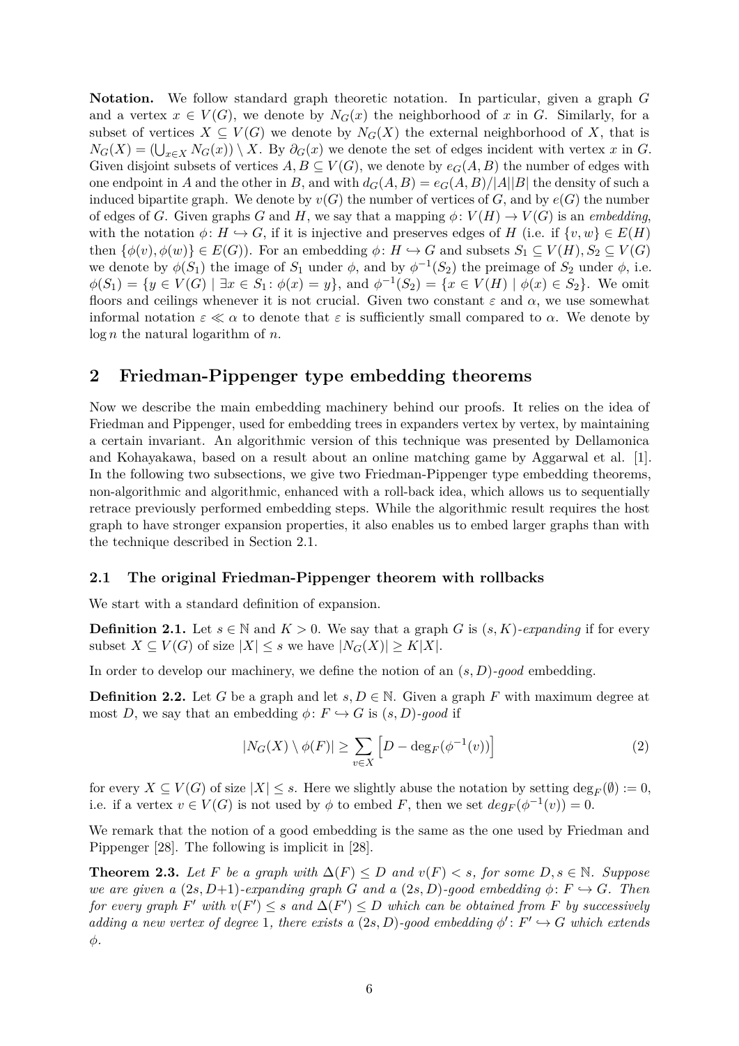**Notation.** We follow standard graph theoretic notation. In particular, given a graph $G$ and a vertex $x \in V(G)$, we denote by $N_G(x)$ the neighborhood of $x$ in $G$. Similarly, for a subset of vertices $X \subseteq V(G)$ we denote by $N_G(X)$ the external neighborhood of $X$, that is $N_G(X) = (\bigcup_{x \in X} N_G(x)) \setminus X$. By $\partial_G(x)$ we denote the set of edges incident with vertex $x$ in $G$. Given disjoint subsets of vertices $A, B \subseteq V(G)$, we denote by $e_G(A,B)$ the number of edges with one endpoint in $A$ and the other in $B$, and with $d_G(A,B) = e_G(A,B)/|A||B|$ the density of such a induced bipartite graph. We denote by $v(G)$ the number of vertices of $G$, and by $e(G)$ the number of edges of $G$. Given graphs $G$ and $H$, we say that a mapping $\phi\colon V(H) \to V(G)$ is an *embedding*, with the notation $\phi\colon H \hookrightarrow G$, if it is injective and preserves edges of $H$ (i.e. if $\{v,w\} \in E(H)$ then $\{\phi(v), \phi(w)\} \in E(G)$). For an embedding $\phi\colon H \hookrightarrow G$ and subsets $S_1 \subseteq V(H), S_2 \subseteq V(G)$ we denote by $\phi(S_1)$ the image of $S_1$ under $\phi$, and by $\phi^{-1}(S_2)$ the preimage of $S_2$ under $\phi$, i.e. $\phi(S_1) = \{y \in V(G) \mid \exists x \in S_1\colon \phi(x) = y\}$, and $\phi^{-1}(S_2) = \{x \in V(H) \mid \phi(x) \in S_2\}$. We omit floors and ceilings whenever it is not crucial. Given two constant $\varepsilon$ and $\alpha$, we use somewhat informal notation $\varepsilon \ll \alpha$ to denote that $\varepsilon$ is sufficiently small compared to $\alpha$. We denote by $\log n$ the natural logarithm of $n$.

## 2 Friedman-Pippenger type embedding theorems

Now we describe the main embedding machinery behind our proofs. It relies on the idea of Friedman and Pippenger, used for embedding trees in expanders vertex by vertex, by maintaining a certain invariant. An algorithmic version of this technique was presented by Dellamonica and Kohayakawa, based on a result about an online matching game by Aggarwal et al. [1]. In the following two subsections, we give two Friedman-Pippenger type embedding theorems, non-algorithmic and algorithmic, enhanced with a roll-back idea, which allows us to sequentially retrace previously performed embedding steps. While the algorithmic result requires the host graph to have stronger expansion properties, it also enables us to embed larger graphs than with the technique described in Section 2.1.

### 2.1 The original Friedman-Pippenger theorem with rollbacks

We start with a standard definition of expansion.

**Definition 2.1.** Let $s \in \mathbb{N}$ and $K > 0$. We say that a graph $G$ is $(s,K)$-*expanding* if for every subset $X \subseteq V(G)$ of size $|X| \le s$ we have $|N_G(X)| \ge K|X|$.

In order to develop our machinery, we define the notion of an $(s,D)$-*good* embedding.

**Definition 2.2.** Let $G$ be a graph and let $s, D \in \mathbb{N}$. Given a graph $F$ with maximum degree at most $D$, we say that an embedding $\phi\colon F \hookrightarrow G$ is $(s,D)$-*good* if

$$|N_G(X) \setminus \phi(F)| \ge \sum_{v \in X} \left[ D - \deg_F(\phi^{-1}(v)) \right] \tag{2}$$

for every $X \subseteq V(G)$ of size $|X| \le s$. Here we slightly abuse the notation by setting $\deg_F(\emptyset) := 0$, i.e. if a vertex $v \in V(G)$ is not used by $\phi$ to embed $F$, then we set $deg_F(\phi^{-1}(v)) = 0$.

We remark that the notion of a good embedding is the same as the one used by Friedman and Pippenger [28]. The following is implicit in [28].

**Theorem 2.3.** *Let $F$ be a graph with $\Delta(F) \le D$ and $v(F) < s$, for some $D, s \in \mathbb{N}$. Suppose we are given a $(2s, D{+}1)$-expanding graph $G$ and a $(2s,D)$-good embedding $\phi\colon F \hookrightarrow G$. Then for every graph $F'$ with $v(F') \le s$ and $\Delta(F') \le D$ which can be obtained from $F$ by successively adding a new vertex of degree 1, there exists a $(2s,D)$-good embedding $\phi'\colon F' \hookrightarrow G$ which extends $\phi$.*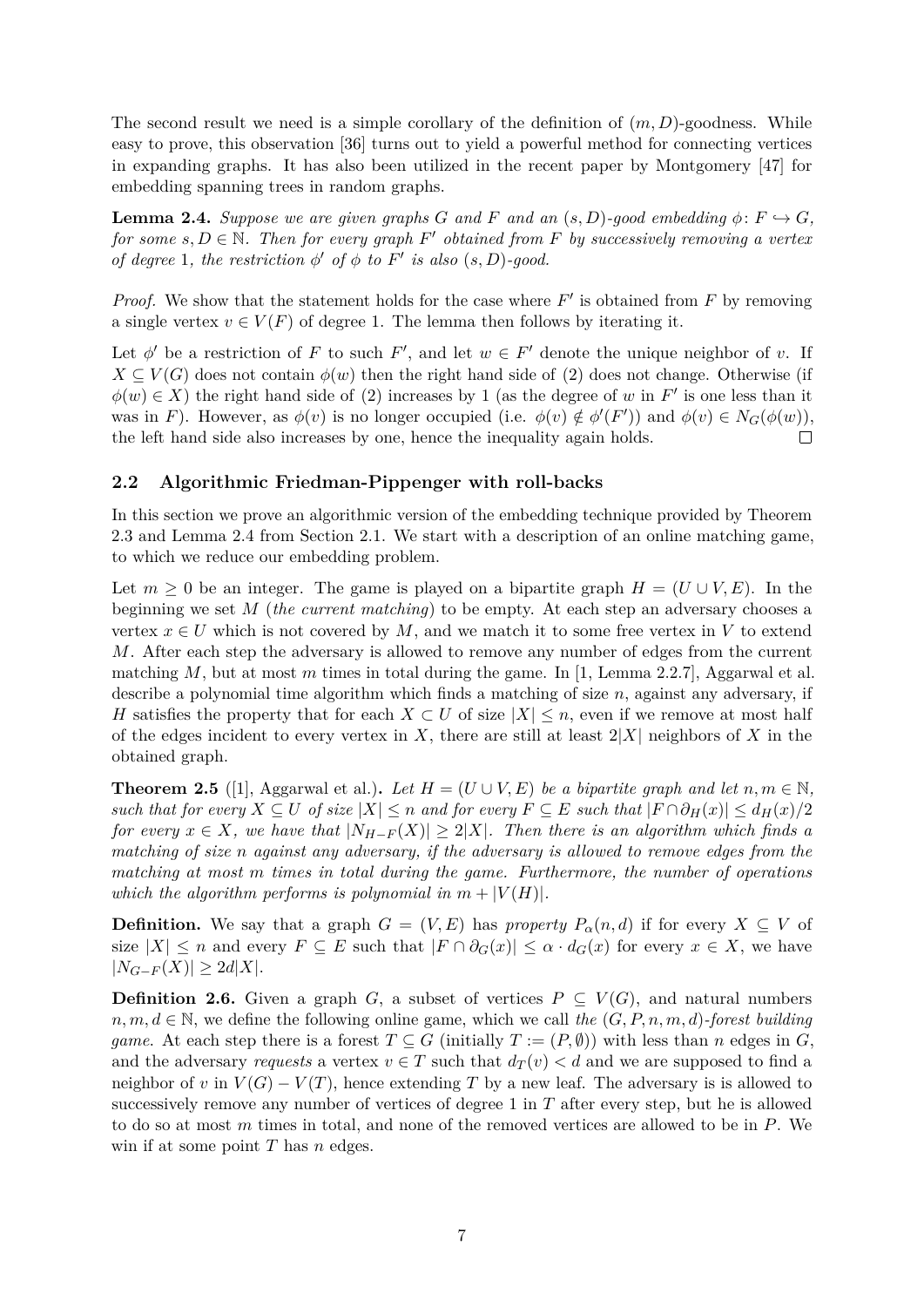The second result we need is a simple corollary of the definition of $(m, D)$-goodness. While easy to prove, this observation [36] turns out to yield a powerful method for connecting vertices in expanding graphs. It has also been utilized in the recent paper by Montgomery [47] for embedding spanning trees in random graphs.

**Lemma 2.4.** *Suppose we are given graphs $G$ and $F$ and an $(s, D)$-good embedding $\phi\colon F \hookrightarrow G$, for some $s, D \in \mathbb{N}$. Then for every graph $F'$ obtained from $F$ by successively removing a vertex of degree 1, the restriction $\phi'$ of $\phi$ to $F'$ is also $(s, D)$-good.*

*Proof.* We show that the statement holds for the case where $F'$ is obtained from $F$ by removing a single vertex $v \in V(F)$ of degree 1. The lemma then follows by iterating it.

Let $\phi'$ be a restriction of $F$ to such $F'$, and let $w \in F'$ denote the unique neighbor of $v$. If $X \subseteq V(G)$ does not contain $\phi(w)$ then the right hand side of (2) does not change. Otherwise (if $\phi(w) \in X$) the right hand side of (2) increases by 1 (as the degree of $w$ in $F'$ is one less than it was in $F$). However, as $\phi(v)$ is no longer occupied (i.e. $\phi(v) \notin \phi'(F')$) and $\phi(v) \in N_G(\phi(w))$, the left hand side also increases by one, hence the inequality again holds. □

## 2.2 Algorithmic Friedman-Pippenger with roll-backs

In this section we prove an algorithmic version of the embedding technique provided by Theorem 2.3 and Lemma 2.4 from Section 2.1. We start with a description of an online matching game, to which we reduce our embedding problem.

Let $m \geq 0$ be an integer. The game is played on a bipartite graph $H = (U \cup V, E)$. In the beginning we set $M$ (*the current matching*) to be empty. At each step an adversary chooses a vertex $x \in U$ which is not covered by $M$, and we match it to some free vertex in $V$ to extend $M$. After each step the adversary is allowed to remove any number of edges from the current matching $M$, but at most $m$ times in total during the game. In [1, Lemma 2.2.7], Aggarwal et al. describe a polynomial time algorithm which finds a matching of size $n$, against any adversary, if $H$ satisfies the property that for each $X \subset U$ of size $|X| \leq n$, even if we remove at most half of the edges incident to every vertex in $X$, there are still at least $2|X|$ neighbors of $X$ in the obtained graph.

**Theorem 2.5** ([1], Aggarwal et al.)**.** *Let $H = (U \cup V, E)$ be a bipartite graph and let $n, m \in \mathbb{N}$, such that for every $X \subseteq U$ of size $|X| \leq n$ and for every $F \subseteq E$ such that $|F \cap \partial_H(x)| \leq d_H(x)/2$ for every $x \in X$, we have that $|N_{H-F}(X)| \geq 2|X|$. Then there is an algorithm which finds a matching of size $n$ against any adversary, if the adversary is allowed to remove edges from the matching at most $m$ times in total during the game. Furthermore, the number of operations which the algorithm performs is polynomial in $m + |V(H)|$.*

**Definition.** We say that a graph $G = (V, E)$ has *property $P_\alpha(n, d)$* if for every $X \subseteq V$ of size $|X| \leq n$ and every $F \subseteq E$ such that $|F \cap \partial_G(x)| \leq \alpha \cdot d_G(x)$ for every $x \in X$, we have $|N_{G-F}(X)| \geq 2d|X|$.

**Definition 2.6.** Given a graph $G$, a subset of vertices $P \subseteq V(G)$, and natural numbers $n, m, d \in \mathbb{N}$, we define the following online game, which we call *the $(G, P, n, m, d)$-forest building game*. At each step there is a forest $T \subseteq G$ (initially $T := (P, \emptyset)$) with less than $n$ edges in $G$, and the adversary *requests* a vertex $v \in T$ such that $d_T(v) < d$ and we are supposed to find a neighbor of $v$ in $V(G) - V(T)$, hence extending $T$ by a new leaf. The adversary is allowed to successively remove any number of vertices of degree 1 in $T$ after every step, but he is allowed to do so at most $m$ times in total, and none of the removed vertices are allowed to be in $P$. We win if at some point $T$ has $n$ edges.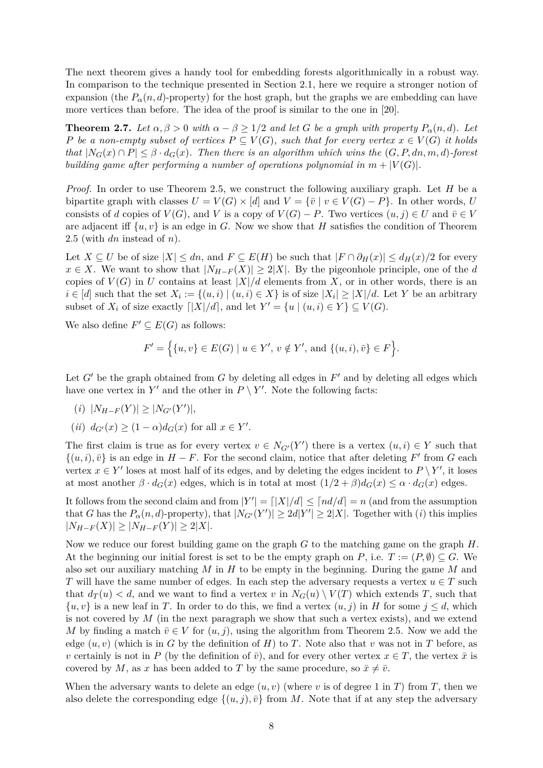The next theorem gives a handy tool for embedding forests algorithmically in a robust way. In comparison to the technique presented in Section 2.1, here we require a stronger notion of expansion (the $P_\alpha(n,d)$-property) for the host graph, but the graphs we are embedding can have more vertices than before. The idea of the proof is similar to the one in [20].

**Theorem 2.7.** *Let $\alpha, \beta > 0$ with $\alpha - \beta \geq 1/2$ and let $G$ be a graph with property $P_\alpha(n,d)$. Let $P$ be a non-empty subset of vertices $P \subseteq V(G)$, such that for every vertex $x \in V(G)$ it holds that $|N_G(x) \cap P| \leq \beta \cdot d_G(x)$. Then there is an algorithm which wins the $(G, P, dn, m, d)$-forest building game after performing a number of operations polynomial in $m + |V(G)|$.*

*Proof.* In order to use Theorem 2.5, we construct the following auxiliary graph. Let $H$ be a bipartite graph with classes $U = V(G) \times [d]$ and $V = \{\bar{v} \mid v \in V(G) - P\}$. In other words, $U$ consists of $d$ copies of $V(G)$, and $V$ is a copy of $V(G) - P$. Two vertices $(u,j) \in U$ and $\bar{v} \in V$ are adjacent iff $\{u,v\}$ is an edge in $G$. Now we show that $H$ satisfies the condition of Theorem 2.5 (with $dn$ instead of $n$).

Let $X \subseteq U$ be of size $|X| \leq dn$, and $F \subseteq E(H)$ be such that $|F \cap \partial_H(x)| \leq d_H(x)/2$ for every $x \in X$. We want to show that $|N_{H-F}(X)| \geq 2|X|$. By the pigeonhole principle, one of the $d$ copies of $V(G)$ in $U$ contains at least $|X|/d$ elements from $X$, or in other words, there is an $i \in [d]$ such that the set $X_i := \{(u,i) \mid (u,i) \in X\}$ is of size $|X_i| \geq |X|/d$. Let $Y$ be an arbitrary subset of $X_i$ of size exactly $\lceil |X|/d \rceil$, and let $Y' = \{u \mid (u,i) \in Y\} \subseteq V(G)$.

We also define $F' \subseteq E(G)$ as follows:

$$F' = \Big\{\{u,v\} \in E(G) \mid u \in Y',\ v \notin Y',\text{ and } \{(u,i),\bar{v}\} \in F\Big\}.$$

Let $G'$ be the graph obtained from $G$ by deleting all edges in $F'$ and by deleting all edges which have one vertex in $Y'$ and the other in $P \setminus Y'$. Note the following facts:

(*i*) $|N_{H-F}(Y)| \geq |N_{G'}(Y')|$,

(*ii*) $d_{G'}(x) \geq (1-\alpha) d_G(x)$ for all $x \in Y'$.

The first claim is true as for every vertex $v \in N_{G'}(Y')$ there is a vertex $(u,i) \in Y$ such that $\{(u,i),\bar{v}\}$ is an edge in $H - F$. For the second claim, notice that after deleting $F'$ from $G$ each vertex $x \in Y'$ loses at most half of its edges, and by deleting the edges incident to $P \setminus Y'$, it loses at most another $\beta \cdot d_G(x)$ edges, which is in total at most $(1/2 + \beta) d_G(x) \leq \alpha \cdot d_G(x)$ edges.

It follows from the second claim and from $|Y'| = \lceil |X|/d \rceil \leq \lceil nd/d \rceil = n$ (and from the assumption that $G$ has the $P_\alpha(n,d)$-property), that $|N_{G'}(Y')| \geq 2d|Y'| \geq 2|X|$. Together with (*i*) this implies $|N_{H-F}(X)| \geq |N_{H-F}(Y)| \geq 2|X|$.

Now we reduce our forest building game on the graph $G$ to the matching game on the graph $H$. At the beginning our initial forest is set to be the empty graph on $P$, i.e. $T := (P, \emptyset) \subseteq G$. We also set our auxiliary matching $M$ in $H$ to be empty in the beginning. During the game $M$ and $T$ will have the same number of edges. In each step the adversary requests a vertex $u \in T$ such that $d_T(u) < d$, and we want to find a vertex $v$ in $N_G(u) \setminus V(T)$ which extends $T$, such that $\{u,v\}$ is a new leaf in $T$. In order to do this, we find a vertex $(u,j)$ in $H$ for some $j \leq d$, which is not covered by $M$ (in the next paragraph we show that such a vertex exists), and we extend $M$ by finding a match $\bar{v} \in V$ for $(u,j)$, using the algorithm from Theorem 2.5. Now we add the edge $(u,v)$ (which is in $G$ by the definition of $H$) to $T$. Note also that $v$ was not in $T$ before, as $v$ certainly is not in $P$ (by the definition of $\bar{v}$), and for every other vertex $x \in T$, the vertex $\bar{x}$ is covered by $M$, as $x$ has been added to $T$ by the same procedure, so $\bar{x} \neq \bar{v}$.

When the adversary wants to delete an edge $(u,v)$ (where $v$ is of degree 1 in $T$) from $T$, then we also delete the corresponding edge $\{(u,j),\bar{v}\}$ from $M$. Note that if at any step the adversary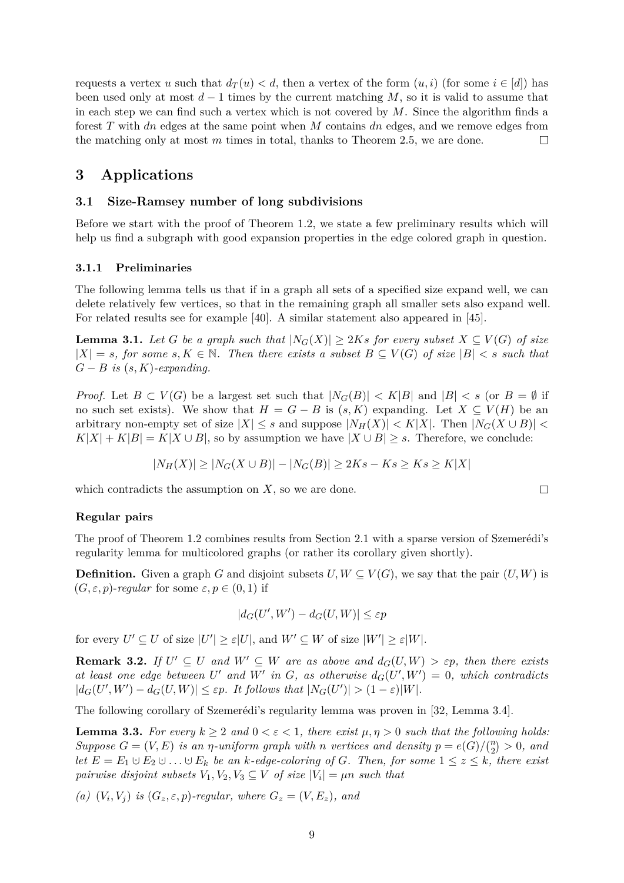requests a vertex $u$ such that $d_T(u) < d$, then a vertex of the form $(u, i)$ (for some $i \in [d]$) has been used only at most $d - 1$ times by the current matching $M$, so it is valid to assume that in each step we can find such a vertex which is not covered by $M$. Since the algorithm finds a forest $T$ with $dn$ edges at the same point when $M$ contains $dn$ edges, and we remove edges from the matching only at most $m$ times in total, thanks to Theorem 2.5, we are done. $\square$

# 3 Applications

## 3.1 Size-Ramsey number of long subdivisions

Before we start with the proof of Theorem 1.2, we state a few preliminary results which will help us find a subgraph with good expansion properties in the edge colored graph in question.

### 3.1.1 Preliminaries

The following lemma tells us that if in a graph all sets of a specified size expand well, we can delete relatively few vertices, so that in the remaining graph all smaller sets also expand well. For related results see for example [40]. A similar statement also appeared in [45].

**Lemma 3.1.** *Let $G$ be a graph such that $|N_G(X)| \geq 2Ks$ for every subset $X \subseteq V(G)$ of size $|X| = s$, for some $s, K \in \mathbb{N}$. Then there exists a subset $B \subseteq V(G)$ of size $|B| < s$ such that $G - B$ is $(s, K)$-expanding.*

*Proof.* Let $B \subset V(G)$ be a largest set such that $|N_G(B)| < K|B|$ and $|B| < s$ (or $B = \emptyset$ if no such set exists). We show that $H = G - B$ is $(s, K)$ expanding. Let $X \subseteq V(H)$ be an arbitrary non-empty set of size $|X| \leq s$ and suppose $|N_H(X)| < K|X|$. Then $|N_G(X \cup B)| < K|X| + K|B| = K|X \cup B|$, so by assumption we have $|X \cup B| \geq s$. Therefore, we conclude:

$$|N_H(X)| \geq |N_G(X \cup B)| - |N_G(B)| \geq 2Ks - Ks \geq Ks \geq K|X|$$

which contradicts the assumption on $X$, so we are done. $\square$

**Regular pairs**

The proof of Theorem 1.2 combines results from Section 2.1 with a sparse version of Szemerédi's regularity lemma for multicolored graphs (or rather its corollary given shortly).

**Definition.** Given a graph $G$ and disjoint subsets $U, W \subseteq V(G)$, we say that the pair $(U, W)$ is *$(G, \varepsilon, p)$-regular* for some $\varepsilon, p \in (0, 1)$ if

$$|d_G(U', W') - d_G(U, W)| \leq \varepsilon p$$

for every $U' \subseteq U$ of size $|U'| \geq \varepsilon |U|$, and $W' \subseteq W$ of size $|W'| \geq \varepsilon |W|$.

**Remark 3.2.** *If $U' \subseteq U$ and $W' \subseteq W$ are as above and $d_G(U, W) > \varepsilon p$, then there exists at least one edge between $U'$ and $W'$ in $G$, as otherwise $d_G(U', W') = 0$, which contradicts $|d_G(U', W') - d_G(U, W)| \leq \varepsilon p$. It follows that $|N_G(U')| > (1 - \varepsilon)|W|$.*

The following corollary of Szemerédi's regularity lemma was proven in [32, Lemma 3.4].

**Lemma 3.3.** *For every $k \geq 2$ and $0 < \varepsilon < 1$, there exist $\mu, \eta > 0$ such that the following holds: Suppose $G = (V, E)$ is an $\eta$-uniform graph with $n$ vertices and density $p = e(G)/\binom{n}{2} > 0$, and let $E = E_1 \cup E_2 \cup \ldots \cup E_k$ be an $k$-edge-coloring of $G$. Then, for some $1 \leq z \leq k$, there exist pairwise disjoint subsets $V_1, V_2, V_3 \subseteq V$ of size $|V_i| = \mu n$ such that*

*(a) $(V_i, V_j)$ is $(G_z, \varepsilon, p)$-regular, where $G_z = (V, E_z)$, and*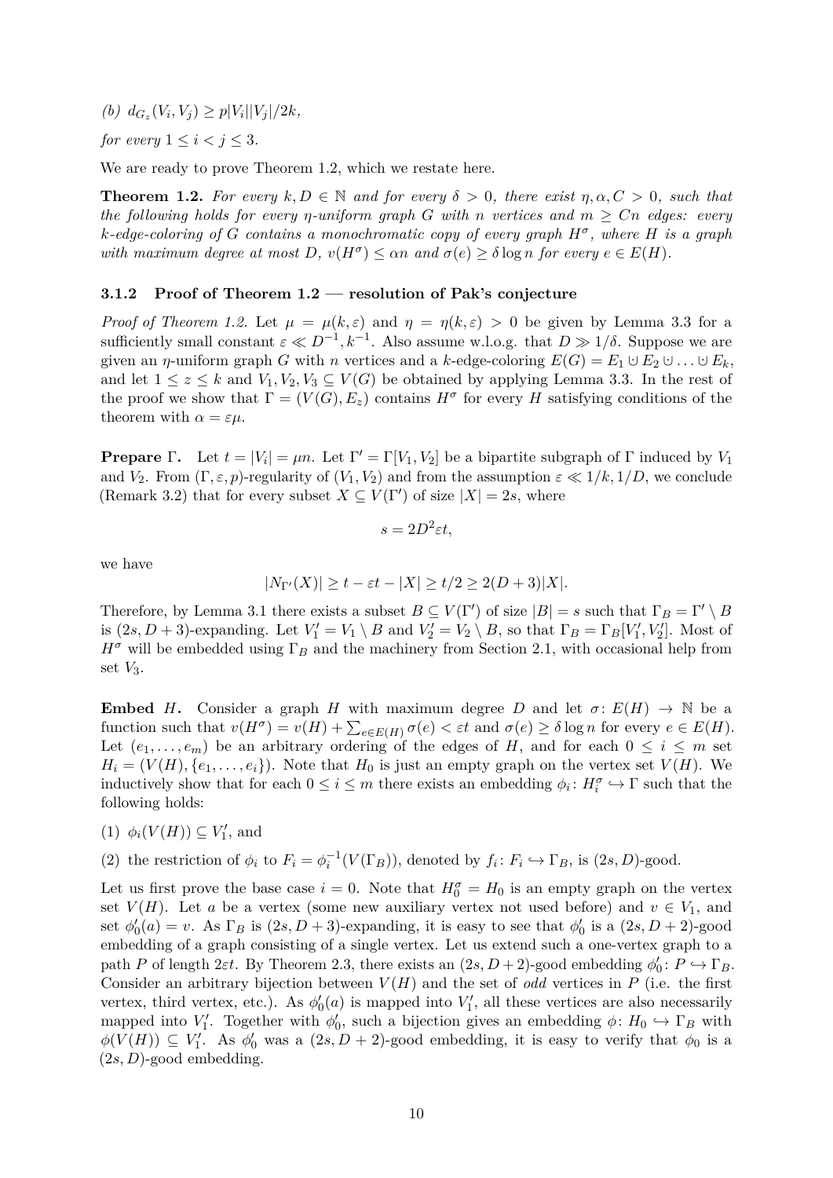*(b)* $d_{G_z}(V_i, V_j) \geq p|V_i||V_j|/2k$,

*for every* $1 \leq i < j \leq 3$.

We are ready to prove Theorem 1.2, which we restate here.

**Theorem 1.2.** *For every* $k, D \in \mathbb{N}$ *and for every* $\delta > 0$*, there exist* $\eta, \alpha, C > 0$*, such that the following holds for every* $\eta$*-uniform graph* $G$ *with* $n$ *vertices and* $m \geq Cn$ *edges: every* $k$*-edge-coloring of* $G$ *contains a monochromatic copy of every graph* $H^\sigma$*, where* $H$ *is a graph with maximum degree at most* $D$*,* $v(H^\sigma) \leq \alpha n$ *and* $\sigma(e) \geq \delta \log n$ *for every* $e \in E(H)$*.*

### 3.1.2 Proof of Theorem 1.2 — resolution of Pak's conjecture

*Proof of Theorem 1.2.* Let $\mu = \mu(k, \varepsilon)$ and $\eta = \eta(k, \varepsilon) > 0$ be given by Lemma 3.3 for a sufficiently small constant $\varepsilon \ll D^{-1}, k^{-1}$. Also assume w.l.o.g. that $D \gg 1/\delta$. Suppose we are given an $\eta$-uniform graph $G$ with $n$ vertices and a $k$-edge-coloring $E(G) = E_1 \cup E_2 \cup \ldots \cup E_k$, and let $1 \leq z \leq k$ and $V_1, V_2, V_3 \subseteq V(G)$ be obtained by applying Lemma 3.3. In the rest of the proof we show that $\Gamma = (V(G), E_z)$ contains $H^\sigma$ for every $H$ satisfying conditions of the theorem with $\alpha = \varepsilon\mu$.

**Prepare $\Gamma$.** Let $t = |V_i| = \mu n$. Let $\Gamma' = \Gamma[V_1, V_2]$ be a bipartite subgraph of $\Gamma$ induced by $V_1$ and $V_2$. From $(\Gamma, \varepsilon, p)$-regularity of $(V_1, V_2)$ and from the assumption $\varepsilon \ll 1/k, 1/D$, we conclude (Remark 3.2) that for every subset $X \subseteq V(\Gamma')$ of size $|X| = 2s$, where

$$s = 2D^2\varepsilon t,$$

we have

$$|N_{\Gamma'}(X)| \geq t - \varepsilon t - |X| \geq t/2 \geq 2(D+3)|X|.$$

Therefore, by Lemma 3.1 there exists a subset $B \subseteq V(\Gamma')$ of size $|B| = s$ such that $\Gamma_B = \Gamma' \setminus B$ is $(2s, D+3)$-expanding. Let $V_1' = V_1 \setminus B$ and $V_2' = V_2 \setminus B$, so that $\Gamma_B = \Gamma_B[V_1', V_2']$. Most of $H^\sigma$ will be embedded using $\Gamma_B$ and the machinery from Section 2.1, with occasional help from set $V_3$.

**Embed $H$.** Consider a graph $H$ with maximum degree $D$ and let $\sigma\colon E(H) \to \mathbb{N}$ be a function such that $v(H^\sigma) = v(H) + \sum_{e \in E(H)} \sigma(e) < \varepsilon t$ and $\sigma(e) \geq \delta \log n$ for every $e \in E(H)$. Let $(e_1, \ldots, e_m)$ be an arbitrary ordering of the edges of $H$, and for each $0 \leq i \leq m$ set $H_i = (V(H), \{e_1, \ldots, e_i\})$. Note that $H_0$ is just an empty graph on the vertex set $V(H)$. We inductively show that for each $0 \leq i \leq m$ there exists an embedding $\phi_i\colon H_i^\sigma \hookrightarrow \Gamma$ such that the following holds:

(1) $\phi_i(V(H)) \subseteq V_1'$, and

(2) the restriction of $\phi_i$ to $F_i = \phi_i^{-1}(V(\Gamma_B))$, denoted by $f_i\colon F_i \hookrightarrow \Gamma_B$, is $(2s, D)$-good.

Let us first prove the base case $i = 0$. Note that $H_0^\sigma = H_0$ is an empty graph on the vertex set $V(H)$. Let $a$ be a vertex (some new auxiliary vertex not used before) and $v \in V_1$, and set $\phi_0'(a) = v$. As $\Gamma_B$ is $(2s, D+3)$-expanding, it is easy to see that $\phi_0'$ is a $(2s, D+2)$-good embedding of a graph consisting of a single vertex. Let us extend such a one-vertex graph to a path $P$ of length $2\varepsilon t$. By Theorem 2.3, there exists an $(2s, D+2)$-good embedding $\phi_0'\colon P \hookrightarrow \Gamma_B$. Consider an arbitrary bijection between $V(H)$ and the set of *odd* vertices in $P$ (i.e. the first vertex, third vertex, etc.). As $\phi_0'(a)$ is mapped into $V_1'$, all these vertices are also necessarily mapped into $V_1'$. Together with $\phi_0'$, such a bijection gives an embedding $\phi\colon H_0 \hookrightarrow \Gamma_B$ with $\phi(V(H)) \subseteq V_1'$. As $\phi_0'$ was a $(2s, D+2)$-good embedding, it is easy to verify that $\phi_0$ is a $(2s, D)$-good embedding.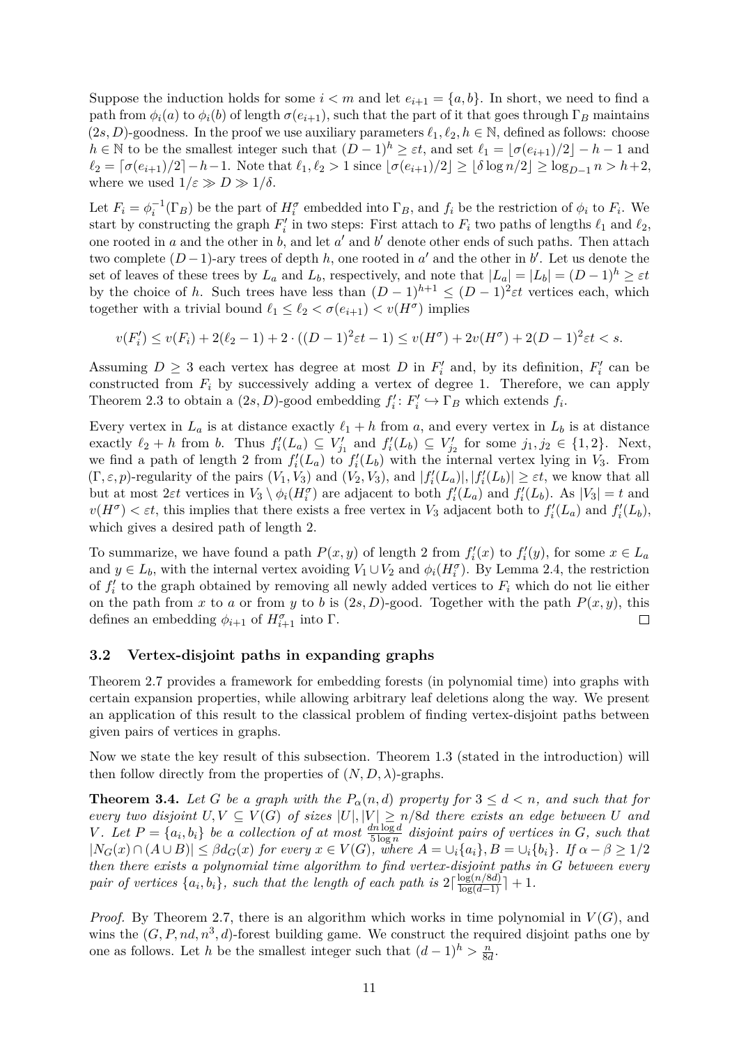Suppose the induction holds for some $i < m$ and let $e_{i+1} = \{a, b\}$. In short, we need to find a path from $\phi_i(a)$ to $\phi_i(b)$ of length $\sigma(e_{i+1})$, such that the part of it that goes through $\Gamma_B$ maintains $(2s, D)$-goodness. In the proof we use auxiliary parameters $\ell_1, \ell_2, h \in \mathbb{N}$, defined as follows: choose $h \in \mathbb{N}$ to be the smallest integer such that $(D-1)^h \geq \varepsilon t$, and set $\ell_1 = \lfloor \sigma(e_{i+1})/2 \rfloor - h - 1$ and $\ell_2 = \lceil \sigma(e_{i+1})/2 \rceil - h - 1$. Note that $\ell_1, \ell_2 > 1$ since $\lfloor \sigma(e_{i+1})/2 \rfloor \geq \lfloor \delta \log n/2 \rfloor \geq \log_{D-1} n > h+2$, where we used $1/\varepsilon \gg D \gg 1/\delta$.

Let $F_i = \phi_i^{-1}(\Gamma_B)$ be the part of $H_i^\sigma$ embedded into $\Gamma_B$, and $f_i$ be the restriction of $\phi_i$ to $F_i$. We start by constructing the graph $F_i'$ in two steps: First attach to $F_i$ two paths of lengths $\ell_1$ and $\ell_2$, one rooted in $a$ and the other in $b$, and let $a'$ and $b'$ denote other ends of such paths. Then attach two complete $(D-1)$-ary trees of depth $h$, one rooted in $a'$ and the other in $b'$. Let us denote the set of leaves of these trees by $L_a$ and $L_b$, respectively, and note that $|L_a| = |L_b| = (D-1)^h \geq \varepsilon t$ by the choice of $h$. Such trees have less than $(D-1)^{h+1} \leq (D-1)^2 \varepsilon t$ vertices each, which together with a trivial bound $\ell_1 \leq \ell_2 < \sigma(e_{i+1}) < v(H^\sigma)$ implies

$$v(F_i') \leq v(F_i) + 2(\ell_2 - 1) + 2 \cdot ((D-1)^2 \varepsilon t - 1) \leq v(H^\sigma) + 2v(H^\sigma) + 2(D-1)^2 \varepsilon t < s.$$

Assuming $D \geq 3$ each vertex has degree at most $D$ in $F_i'$ and, by its definition, $F_i'$ can be constructed from $F_i$ by successively adding a vertex of degree 1. Therefore, we can apply Theorem 2.3 to obtain a $(2s, D)$-good embedding $f_i' \colon F_i' \hookrightarrow \Gamma_B$ which extends $f_i$.

Every vertex in $L_a$ is at distance exactly $\ell_1 + h$ from $a$, and every vertex in $L_b$ is at distance exactly $\ell_2 + h$ from $b$. Thus $f_i'(L_a) \subseteq V_{j_1}'$ and $f_i'(L_b) \subseteq V_{j_2}'$ for some $j_1, j_2 \in \{1, 2\}$. Next, we find a path of length 2 from $f_i'(L_a)$ to $f_i'(L_b)$ with the internal vertex lying in $V_3$. From $(\Gamma, \varepsilon, p)$-regularity of the pairs $(V_1, V_3)$ and $(V_2, V_3)$, and $|f_i'(L_a)|, |f_i'(L_b)| \geq \varepsilon t$, we know that all but at most $2\varepsilon t$ vertices in $V_3 \setminus \phi_i(H_i^\sigma)$ are adjacent to both $f_i'(L_a)$ and $f_i'(L_b)$. As $|V_3| = t$ and $v(H^\sigma) < \varepsilon t$, this implies that there exists a free vertex in $V_3$ adjacent both to $f_i'(L_a)$ and $f_i'(L_b)$, which gives a desired path of length 2.

To summarize, we have found a path $P(x, y)$ of length 2 from $f_i'(x)$ to $f_i'(y)$, for some $x \in L_a$ and $y \in L_b$, with the internal vertex avoiding $V_1 \cup V_2$ and $\phi_i(H_i^\sigma)$. By Lemma 2.4, the restriction of $f_i'$ to the graph obtained by removing all newly added vertices to $F_i$ which do not lie either on the path from $x$ to $a$ or from $y$ to $b$ is $(2s, D)$-good. Together with the path $P(x, y)$, this defines an embedding $\phi_{i+1}$ of $H_{i+1}^\sigma$ into $\Gamma$. □

### 3.2 Vertex-disjoint paths in expanding graphs

Theorem 2.7 provides a framework for embedding forests (in polynomial time) into graphs with certain expansion properties, while allowing arbitrary leaf deletions along the way. We present an application of this result to the classical problem of finding vertex-disjoint paths between given pairs of vertices in graphs.

Now we state the key result of this subsection. Theorem 1.3 (stated in the introduction) will then follow directly from the properties of $(N, D, \lambda)$-graphs.

**Theorem 3.4.** *Let $G$ be a graph with the $P_\alpha(n, d)$ property for $3 \leq d < n$, and such that for every two disjoint $U, V \subseteq V(G)$ of sizes $|U|, |V| \geq n/8d$ there exists an edge between $U$ and $V$. Let $P = \{a_i, b_i\}$ be a collection of at most $\frac{dn \log d}{5 \log n}$ disjoint pairs of vertices in $G$, such that $|N_G(x) \cap (A \cup B)| \leq \beta d_G(x)$ for every $x \in V(G)$, where $A = \cup_i \{a_i\}, B = \cup_i \{b_i\}$. If $\alpha - \beta \geq 1/2$ then there exists a polynomial time algorithm to find vertex-disjoint paths in $G$ between every pair of vertices $\{a_i, b_i\}$, such that the length of each path is $2\lceil \frac{\log(n/8d)}{\log(d-1)} \rceil + 1$.*

*Proof.* By Theorem 2.7, there is an algorithm which works in time polynomial in $V(G)$, and wins the $(G, P, nd, n^3, d)$-forest building game. We construct the required disjoint paths one by one as follows. Let $h$ be the smallest integer such that $(d-1)^h > \frac{n}{8d}$.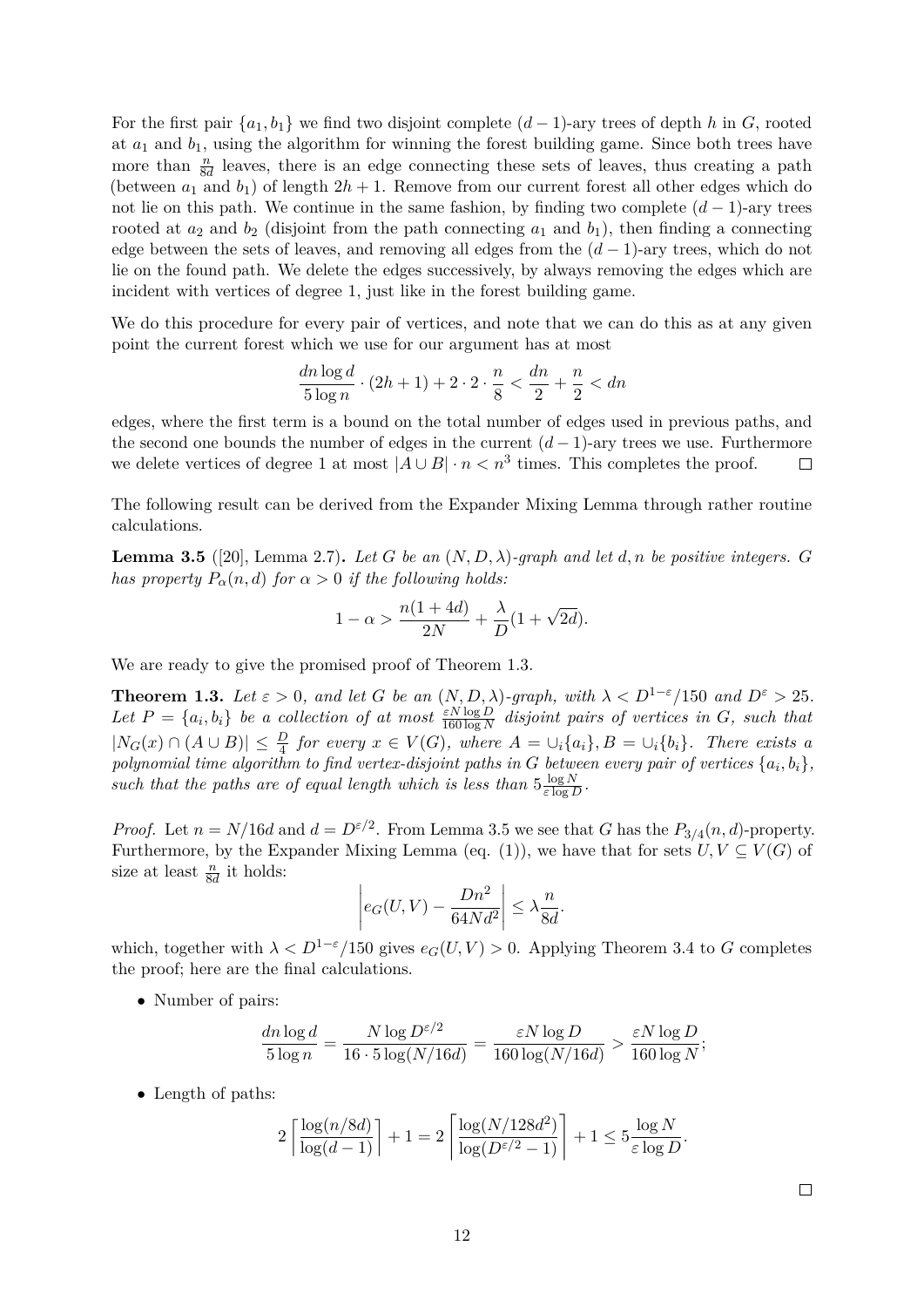For the first pair $\{a_1, b_1\}$ we find two disjoint complete $(d-1)$-ary trees of depth $h$ in $G$, rooted at $a_1$ and $b_1$, using the algorithm for winning the forest building game. Since both trees have more than $\frac{n}{8d}$ leaves, there is an edge connecting these sets of leaves, thus creating a path (between $a_1$ and $b_1$) of length $2h+1$. Remove from our current forest all other edges which do not lie on this path. We continue in the same fashion, by finding two complete $(d-1)$-ary trees rooted at $a_2$ and $b_2$ (disjoint from the path connecting $a_1$ and $b_1$), then finding a connecting edge between the sets of leaves, and removing all edges from the $(d-1)$-ary trees, which do not lie on the found path. We delete the edges successively, by always removing the edges which are incident with vertices of degree 1, just like in the forest building game.

We do this procedure for every pair of vertices, and note that we can do this as at any given point the current forest which we use for our argument has at most

$$\frac{dn \log d}{5 \log n} \cdot (2h+1) + 2 \cdot 2 \cdot \frac{n}{8} < \frac{dn}{2} + \frac{n}{2} < dn$$

edges, where the first term is a bound on the total number of edges used in previous paths, and the second one bounds the number of edges in the current $(d-1)$-ary trees we use. Furthermore we delete vertices of degree 1 at most $|A \cup B| \cdot n < n^3$ times. This completes the proof. $\square$

The following result can be derived from the Expander Mixing Lemma through rather routine calculations.

**Lemma 3.5** ([20], Lemma 2.7)**.** *Let $G$ be an $(N, D, \lambda)$-graph and let $d, n$ be positive integers. $G$ has property $P_\alpha(n, d)$ for $\alpha > 0$ if the following holds:*

$$1 - \alpha > \frac{n(1+4d)}{2N} + \frac{\lambda}{D}(1 + \sqrt{2d}).$$

We are ready to give the promised proof of Theorem 1.3.

**Theorem 1.3.** *Let $\varepsilon > 0$, and let $G$ be an $(N, D, \lambda)$-graph, with $\lambda < D^{1-\varepsilon}/150$ and $D^\varepsilon > 25$. Let $P = \{a_i, b_i\}$ be a collection of at most $\frac{\varepsilon N \log D}{160 \log N}$ disjoint pairs of vertices in $G$, such that $|N_G(x) \cap (A \cup B)| \le \frac{D}{4}$ for every $x \in V(G)$, where $A = \cup_i \{a_i\}, B = \cup_i \{b_i\}$. There exists a polynomial time algorithm to find vertex-disjoint paths in $G$ between every pair of vertices $\{a_i, b_i\}$, such that the paths are of equal length which is less than $5 \frac{\log N}{\varepsilon \log D}$.*

*Proof.* Let $n = N/16d$ and $d = D^{\varepsilon/2}$. From Lemma 3.5 we see that $G$ has the $P_{3/4}(n, d)$-property. Furthermore, by the Expander Mixing Lemma (eq. (1)), we have that for sets $U, V \subseteq V(G)$ of size at least $\frac{n}{8d}$ it holds:

$$\left| e_G(U, V) - \frac{Dn^2}{64Nd^2} \right| \le \lambda \frac{n}{8d}.$$

which, together with $\lambda < D^{1-\varepsilon}/150$ gives $e_G(U, V) > 0$. Applying Theorem 3.4 to $G$ completes the proof; here are the final calculations.

- Number of pairs:

$$\frac{dn \log d}{5 \log n} = \frac{N \log D^{\varepsilon/2}}{16 \cdot 5 \log(N/16d)} = \frac{\varepsilon N \log D}{160 \log(N/16d)} > \frac{\varepsilon N \log D}{160 \log N};$$

- Length of paths:

$$2 \left\lceil \frac{\log(n/8d)}{\log(d-1)} \right\rceil + 1 = 2 \left\lceil \frac{\log(N/128d^2)}{\log(D^{\varepsilon/2} - 1)} \right\rceil + 1 \le 5 \frac{\log N}{\varepsilon \log D}.$$

$\square$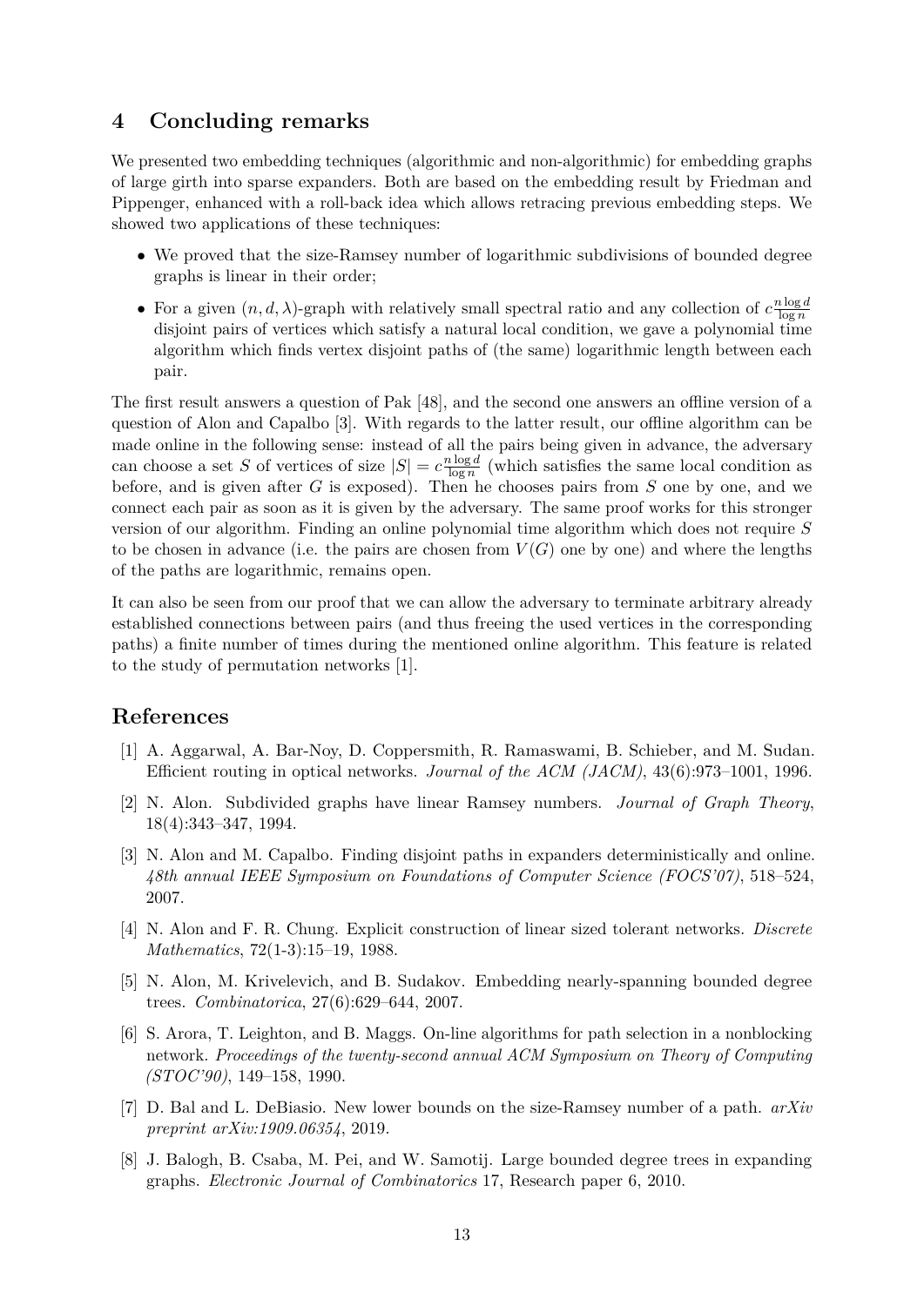## 4 Concluding remarks

We presented two embedding techniques (algorithmic and non-algorithmic) for embedding graphs of large girth into sparse expanders. Both are based on the embedding result by Friedman and Pippenger, enhanced with a roll-back idea which allows retracing previous embedding steps. We showed two applications of these techniques:

- We proved that the size-Ramsey number of logarithmic subdivisions of bounded degree graphs is linear in their order;
- For a given $(n, d, \lambda)$-graph with relatively small spectral ratio and any collection of $c\frac{n \log d}{\log n}$ disjoint pairs of vertices which satisfy a natural local condition, we gave a polynomial time algorithm which finds vertex disjoint paths of (the same) logarithmic length between each pair.

The first result answers a question of Pak [48], and the second one answers an offline version of a question of Alon and Capalbo [3]. With regards to the latter result, our offline algorithm can be made online in the following sense: instead of all the pairs being given in advance, the adversary can choose a set $S$ of vertices of size $|S| = c\frac{n \log d}{\log n}$ (which satisfies the same local condition as before, and is given after $G$ is exposed). Then he chooses pairs from $S$ one by one, and we connect each pair as soon as it is given by the adversary. The same proof works for this stronger version of our algorithm. Finding an online polynomial time algorithm which does not require $S$ to be chosen in advance (i.e. the pairs are chosen from $V(G)$ one by one) and where the lengths of the paths are logarithmic, remains open.

It can also be seen from our proof that we can allow the adversary to terminate arbitrary already established connections between pairs (and thus freeing the used vertices in the corresponding paths) a finite number of times during the mentioned online algorithm. This feature is related to the study of permutation networks [1].

## References

[1] A. Aggarwal, A. Bar-Noy, D. Coppersmith, R. Ramaswami, B. Schieber, and M. Sudan. Efficient routing in optical networks. *Journal of the ACM (JACM)*, 43(6):973–1001, 1996.

[2] N. Alon. Subdivided graphs have linear Ramsey numbers. *Journal of Graph Theory*, 18(4):343–347, 1994.

[3] N. Alon and M. Capalbo. Finding disjoint paths in expanders deterministically and online. *48th annual IEEE Symposium on Foundations of Computer Science (FOCS'07)*, 518–524, 2007.

[4] N. Alon and F. R. Chung. Explicit construction of linear sized tolerant networks. *Discrete Mathematics*, 72(1-3):15–19, 1988.

[5] N. Alon, M. Krivelevich, and B. Sudakov. Embedding nearly-spanning bounded degree trees. *Combinatorica*, 27(6):629–644, 2007.

[6] S. Arora, T. Leighton, and B. Maggs. On-line algorithms for path selection in a nonblocking network. *Proceedings of the twenty-second annual ACM Symposium on Theory of Computing (STOC'90)*, 149–158, 1990.

[7] D. Bal and L. DeBiasio. New lower bounds on the size-Ramsey number of a path. *arXiv preprint arXiv:1909.06354*, 2019.

[8] J. Balogh, B. Csaba, M. Pei, and W. Samotij. Large bounded degree trees in expanding graphs. *Electronic Journal of Combinatorics* 17, Research paper 6, 2010.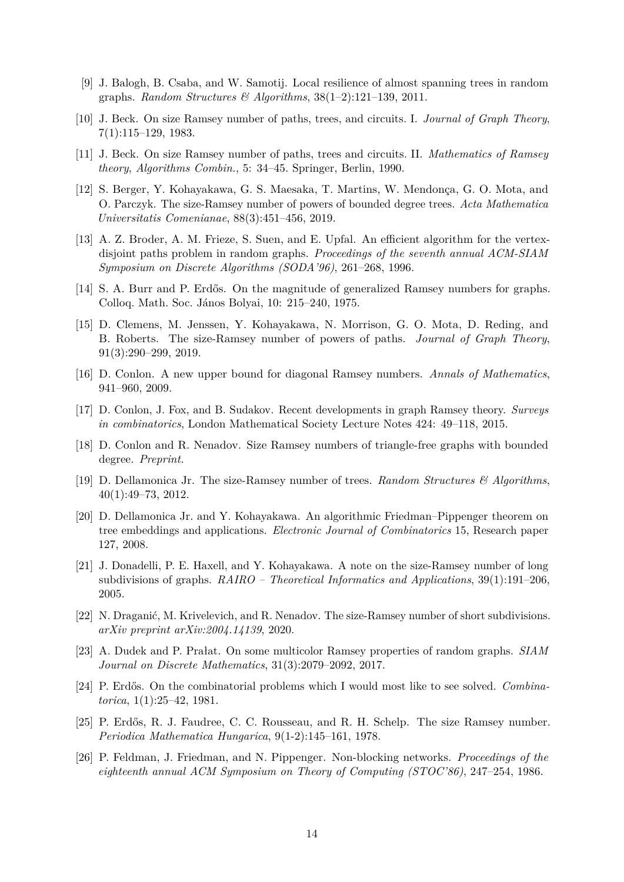[9] J. Balogh, B. Csaba, and W. Samotij. Local resilience of almost spanning trees in random graphs. *Random Structures & Algorithms*, 38(1–2):121–139, 2011.

[10] J. Beck. On size Ramsey number of paths, trees, and circuits. I. *Journal of Graph Theory*, 7(1):115–129, 1983.

[11] J. Beck. On size Ramsey number of paths, trees and circuits. II. *Mathematics of Ramsey theory, Algorithms Combin.*, 5: 34–45. Springer, Berlin, 1990.

[12] S. Berger, Y. Kohayakawa, G. S. Maesaka, T. Martins, W. Mendonça, G. O. Mota, and O. Parczyk. The size-Ramsey number of powers of bounded degree trees. *Acta Mathematica Universitatis Comenianae*, 88(3):451–456, 2019.

[13] A. Z. Broder, A. M. Frieze, S. Suen, and E. Upfal. An efficient algorithm for the vertex-disjoint paths problem in random graphs. *Proceedings of the seventh annual ACM-SIAM Symposium on Discrete Algorithms (SODA'96)*, 261–268, 1996.

[14] S. A. Burr and P. Erdős. On the magnitude of generalized Ramsey numbers for graphs. Colloq. Math. Soc. János Bolyai, 10: 215–240, 1975.

[15] D. Clemens, M. Jenssen, Y. Kohayakawa, N. Morrison, G. O. Mota, D. Reding, and B. Roberts. The size-Ramsey number of powers of paths. *Journal of Graph Theory*, 91(3):290–299, 2019.

[16] D. Conlon. A new upper bound for diagonal Ramsey numbers. *Annals of Mathematics*, 941–960, 2009.

[17] D. Conlon, J. Fox, and B. Sudakov. Recent developments in graph Ramsey theory. *Surveys in combinatorics*, London Mathematical Society Lecture Notes 424: 49–118, 2015.

[18] D. Conlon and R. Nenadov. Size Ramsey numbers of triangle-free graphs with bounded degree. *Preprint.*

[19] D. Dellamonica Jr. The size-Ramsey number of trees. *Random Structures & Algorithms*, 40(1):49–73, 2012.

[20] D. Dellamonica Jr. and Y. Kohayakawa. An algorithmic Friedman–Pippenger theorem on tree embeddings and applications. *Electronic Journal of Combinatorics* 15, Research paper 127, 2008.

[21] J. Donadelli, P. E. Haxell, and Y. Kohayakawa. A note on the size-Ramsey number of long subdivisions of graphs. *RAIRO – Theoretical Informatics and Applications*, 39(1):191–206, 2005.

[22] N. Draganić, M. Krivelevich, and R. Nenadov. The size-Ramsey number of short subdivisions. *arXiv preprint arXiv:2004.14139*, 2020.

[23] A. Dudek and P. Prałat. On some multicolor Ramsey properties of random graphs. *SIAM Journal on Discrete Mathematics*, 31(3):2079–2092, 2017.

[24] P. Erdős. On the combinatorial problems which I would most like to see solved. *Combinatorica*, 1(1):25–42, 1981.

[25] P. Erdős, R. J. Faudree, C. C. Rousseau, and R. H. Schelp. The size Ramsey number. *Periodica Mathematica Hungarica*, 9(1-2):145–161, 1978.

[26] P. Feldman, J. Friedman, and N. Pippenger. Non-blocking networks. *Proceedings of the eighteenth annual ACM Symposium on Theory of Computing (STOC'86)*, 247–254, 1986.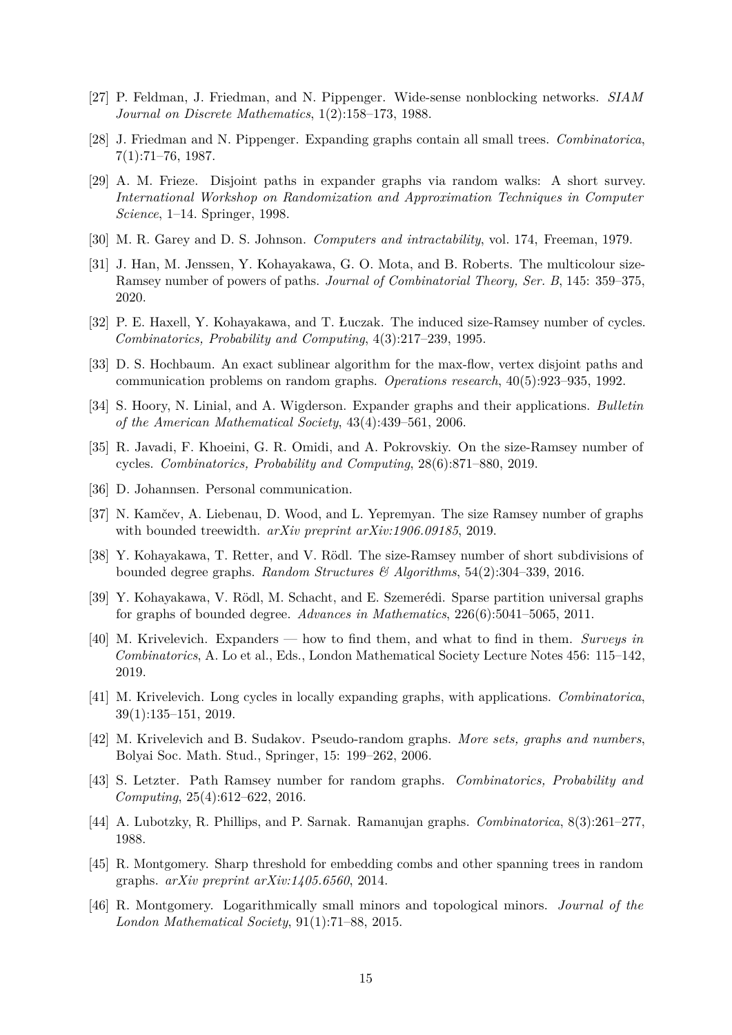[27] P. Feldman, J. Friedman, and N. Pippenger. Wide-sense nonblocking networks. *SIAM Journal on Discrete Mathematics*, 1(2):158–173, 1988.

[28] J. Friedman and N. Pippenger. Expanding graphs contain all small trees. *Combinatorica*, 7(1):71–76, 1987.

[29] A. M. Frieze. Disjoint paths in expander graphs via random walks: A short survey. *International Workshop on Randomization and Approximation Techniques in Computer Science*, 1–14. Springer, 1998.

[30] M. R. Garey and D. S. Johnson. *Computers and intractability*, vol. 174, Freeman, 1979.

[31] J. Han, M. Jenssen, Y. Kohayakawa, G. O. Mota, and B. Roberts. The multicolour size-Ramsey number of powers of paths. *Journal of Combinatorial Theory, Ser. B*, 145: 359–375, 2020.

[32] P. E. Haxell, Y. Kohayakawa, and T. Łuczak. The induced size-Ramsey number of cycles. *Combinatorics, Probability and Computing*, 4(3):217–239, 1995.

[33] D. S. Hochbaum. An exact sublinear algorithm for the max-flow, vertex disjoint paths and communication problems on random graphs. *Operations research*, 40(5):923–935, 1992.

[34] S. Hoory, N. Linial, and A. Wigderson. Expander graphs and their applications. *Bulletin of the American Mathematical Society*, 43(4):439–561, 2006.

[35] R. Javadi, F. Khoeini, G. R. Omidi, and A. Pokrovskiy. On the size-Ramsey number of cycles. *Combinatorics, Probability and Computing*, 28(6):871–880, 2019.

[36] D. Johannsen. Personal communication.

[37] N. Kamčev, A. Liebenau, D. Wood, and L. Yepremyan. The size Ramsey number of graphs with bounded treewidth. *arXiv preprint arXiv:1906.09185*, 2019.

[38] Y. Kohayakawa, T. Retter, and V. Rödl. The size-Ramsey number of short subdivisions of bounded degree graphs. *Random Structures & Algorithms*, 54(2):304–339, 2016.

[39] Y. Kohayakawa, V. Rödl, M. Schacht, and E. Szemerédi. Sparse partition universal graphs for graphs of bounded degree. *Advances in Mathematics*, 226(6):5041–5065, 2011.

[40] M. Krivelevich. Expanders — how to find them, and what to find in them. *Surveys in Combinatorics*, A. Lo et al., Eds., London Mathematical Society Lecture Notes 456: 115–142, 2019.

[41] M. Krivelevich. Long cycles in locally expanding graphs, with applications. *Combinatorica*, 39(1):135–151, 2019.

[42] M. Krivelevich and B. Sudakov. Pseudo-random graphs. *More sets, graphs and numbers*, Bolyai Soc. Math. Stud., Springer, 15: 199–262, 2006.

[43] S. Letzter. Path Ramsey number for random graphs. *Combinatorics, Probability and Computing*, 25(4):612–622, 2016.

[44] A. Lubotzky, R. Phillips, and P. Sarnak. Ramanujan graphs. *Combinatorica*, 8(3):261–277, 1988.

[45] R. Montgomery. Sharp threshold for embedding combs and other spanning trees in random graphs. *arXiv preprint arXiv:1405.6560*, 2014.

[46] R. Montgomery. Logarithmically small minors and topological minors. *Journal of the London Mathematical Society*, 91(1):71–88, 2015.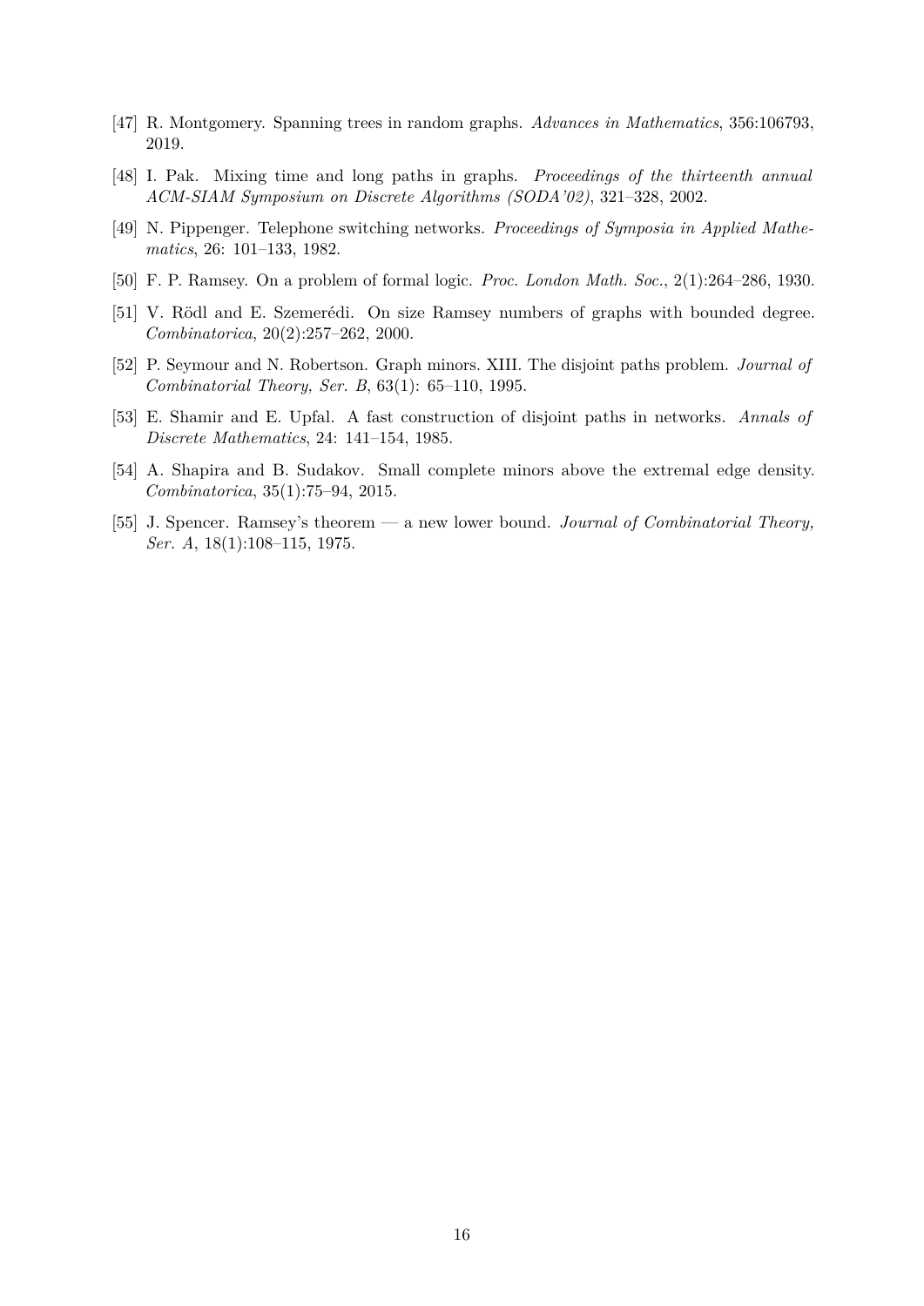[47] R. Montgomery. Spanning trees in random graphs. *Advances in Mathematics*, 356:106793, 2019.

[48] I. Pak. Mixing time and long paths in graphs. *Proceedings of the thirteenth annual ACM-SIAM Symposium on Discrete Algorithms (SODA'02)*, 321–328, 2002.

[49] N. Pippenger. Telephone switching networks. *Proceedings of Symposia in Applied Mathematics*, 26: 101–133, 1982.

[50] F. P. Ramsey. On a problem of formal logic. *Proc. London Math. Soc.*, 2(1):264–286, 1930.

[51] V. Rödl and E. Szemerédi. On size Ramsey numbers of graphs with bounded degree. *Combinatorica*, 20(2):257–262, 2000.

[52] P. Seymour and N. Robertson. Graph minors. XIII. The disjoint paths problem. *Journal of Combinatorial Theory, Ser. B*, 63(1): 65–110, 1995.

[53] E. Shamir and E. Upfal. A fast construction of disjoint paths in networks. *Annals of Discrete Mathematics*, 24: 141–154, 1985.

[54] A. Shapira and B. Sudakov. Small complete minors above the extremal edge density. *Combinatorica*, 35(1):75–94, 2015.

[55] J. Spencer. Ramsey's theorem — a new lower bound. *Journal of Combinatorial Theory, Ser. A*, 18(1):108–115, 1975.